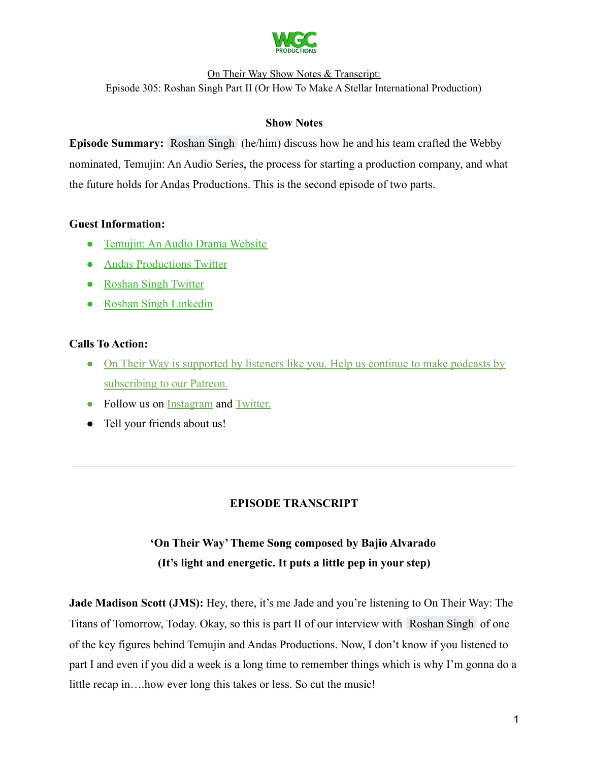WGC PRODUCTIONS

On Their Way Show Notes & Transcript:

Episode 305: Roshan Singh Part II (Or How To Make A Stellar International Production)

## Show Notes

**Episode Summary:** Roshan Singh (he/him) discuss how he and his team crafted the Webby nominated, Temujin: An Audio Series, the process for starting a production company, and what the future holds for Andas Productions. This is the second episode of two parts.

**Guest Information:**

- Temujin: An Audio Drama Website
- Andas Productions Twitter
- Roshan Singh Twitter
- Roshan Singh Linkedin

**Calls To Action:**

- On Their Way is supported by listeners like you. Help us continue to make podcasts by subscribing to our Patreon.
- Follow us on Instagram and Twitter.
- Tell your friends about us!

---

## EPISODE TRANSCRIPT

**'On Their Way' Theme Song composed by Bajio Alvarado**
**(It's light and energetic. It puts a little pep in your step)**

**Jade Madison Scott (JMS):** Hey, there, it's me Jade and you're listening to On Their Way: The Titans of Tomorrow, Today. Okay, so this is part II of our interview with Roshan Singh of one of the key figures behind Temujin and Andas Productions. Now, I don't know if you listened to part I and even if you did a week is a long time to remember things which is why I'm gonna do a little recap in….how ever long this takes or less. So cut the music!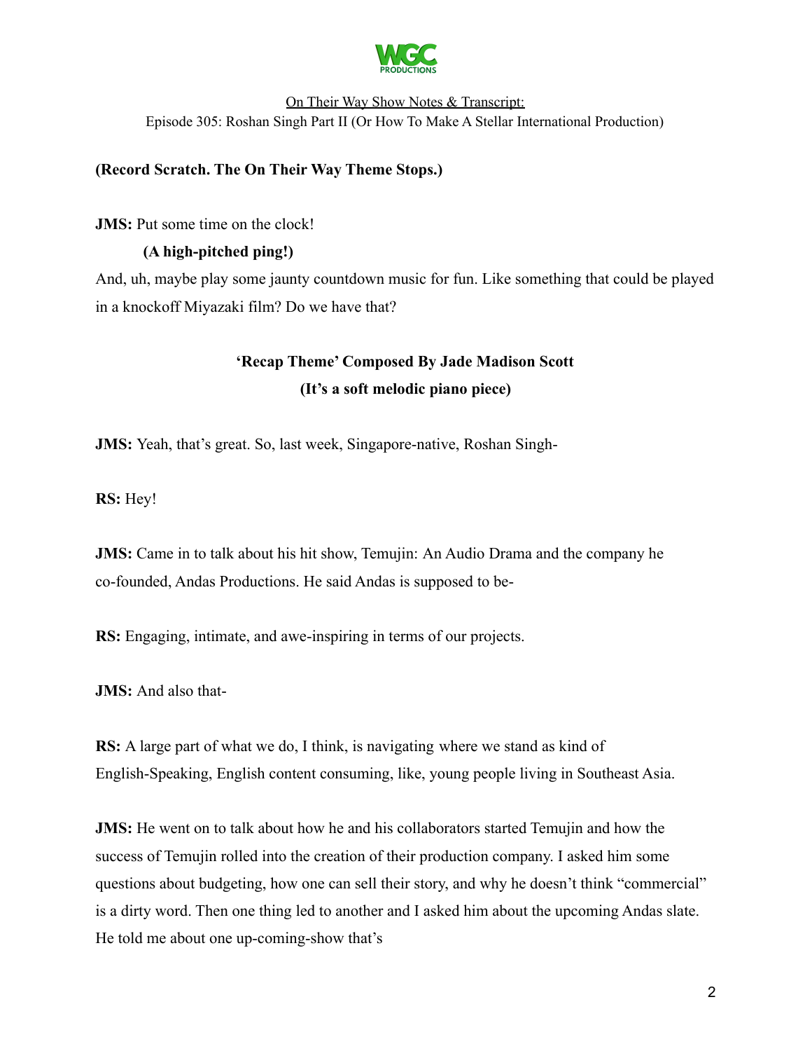**(Record Scratch. The On Their Way Theme Stops.)**

**JMS:** Put some time on the clock!

**(A high-pitched ping!)**

And, uh, maybe play some jaunty countdown music for fun. Like something that could be played in a knockoff Miyazaki film? Do we have that?

**'Recap Theme' Composed By Jade Madison Scott**
**(It's a soft melodic piano piece)**

**JMS:** Yeah, that's great. So, last week, Singapore-native, Roshan Singh-

**RS:** Hey!

**JMS:** Came in to talk about his hit show, Temujin: An Audio Drama and the company he co-founded, Andas Productions. He said Andas is supposed to be-

**RS:** Engaging, intimate, and awe-inspiring in terms of our projects.

**JMS:** And also that-

**RS:** A large part of what we do, I think, is navigating where we stand as kind of English-Speaking, English content consuming, like, young people living in Southeast Asia.

**JMS:** He went on to talk about how he and his collaborators started Temujin and how the success of Temujin rolled into the creation of their production company. I asked him some questions about budgeting, how one can sell their story, and why he doesn't think "commercial" is a dirty word. Then one thing led to another and I asked him about the upcoming Andas slate. He told me about one up-coming-show that's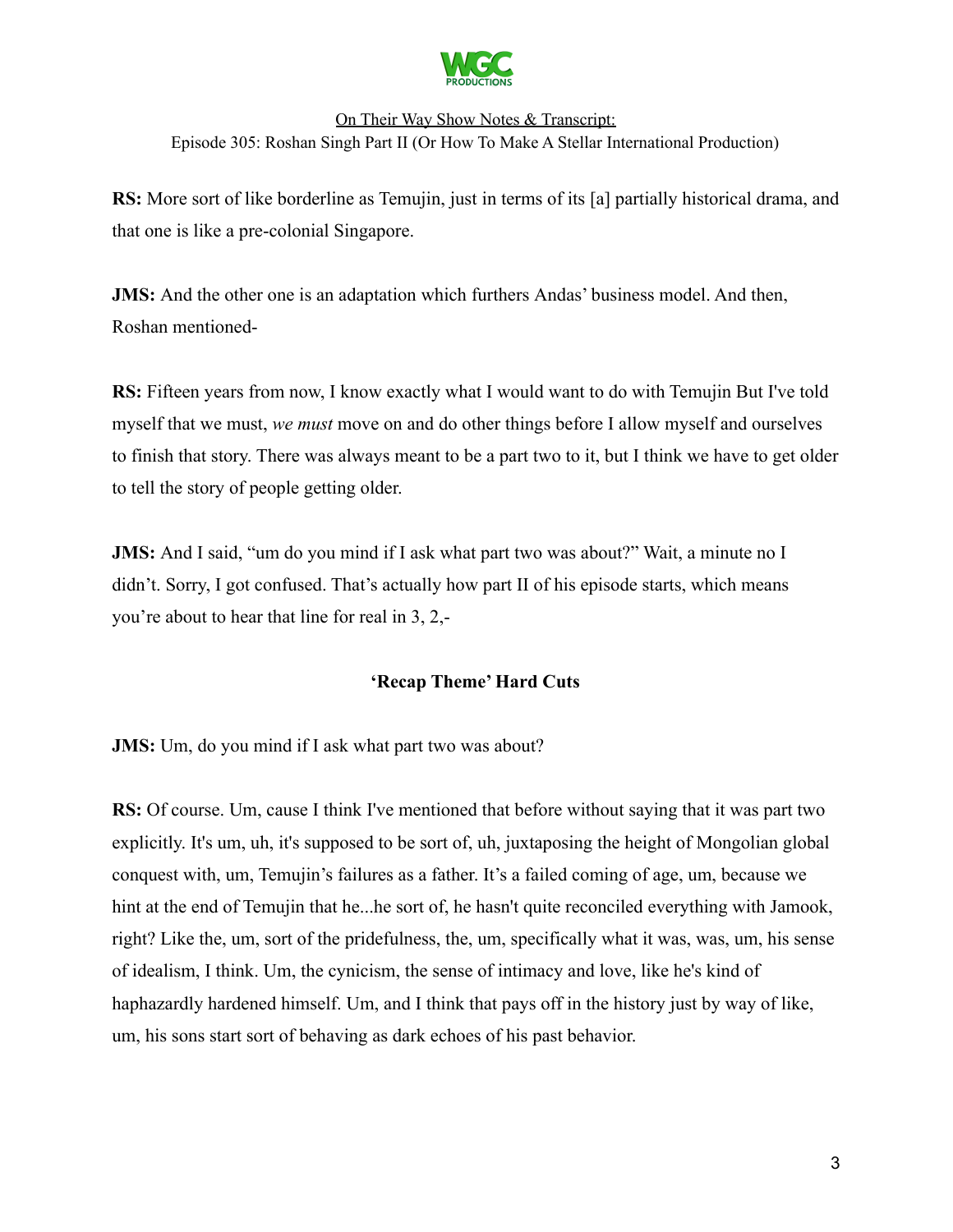**RS:** More sort of like borderline as Temujin, just in terms of its [a] partially historical drama, and that one is like a pre-colonial Singapore.

**JMS:** And the other one is an adaptation which furthers Andas' business model. And then, Roshan mentioned-

**RS:** Fifteen years from now, I know exactly what I would want to do with Temujin But I've told myself that we must, *we must* move on and do other things before I allow myself and ourselves to finish that story. There was always meant to be a part two to it, but I think we have to get older to tell the story of people getting older.

**JMS:** And I said, "um do you mind if I ask what part two was about?" Wait, a minute no I didn't. Sorry, I got confused. That's actually how part II of his episode starts, which means you're about to hear that line for real in 3, 2,-

**'Recap Theme' Hard Cuts**

**JMS:** Um, do you mind if I ask what part two was about?

**RS:** Of course. Um, cause I think I've mentioned that before without saying that it was part two explicitly. It's um, uh, it's supposed to be sort of, uh, juxtaposing the height of Mongolian global conquest with, um, Temujin's failures as a father. It's a failed coming of age, um, because we hint at the end of Temujin that he...he sort of, he hasn't quite reconciled everything with Jamook, right? Like the, um, sort of the pridefulness, the, um, specifically what it was, was, um, his sense of idealism, I think. Um, the cynicism, the sense of intimacy and love, like he's kind of haphazardly hardened himself. Um, and I think that pays off in the history just by way of like, um, his sons start sort of behaving as dark echoes of his past behavior.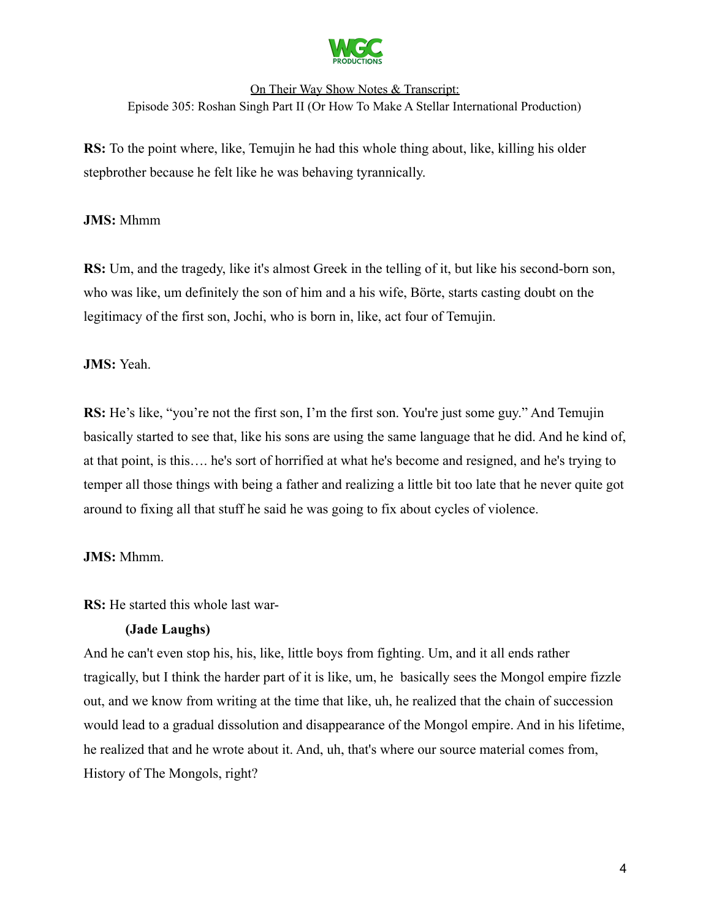**RS:** To the point where, like, Temujin he had this whole thing about, like, killing his older stepbrother because he felt like he was behaving tyrannically.

**JMS:** Mhmm

**RS:** Um, and the tragedy, like it's almost Greek in the telling of it, but like his second-born son, who was like, um definitely the son of him and a his wife, Börte, starts casting doubt on the legitimacy of the first son, Jochi, who is born in, like, act four of Temujin.

**JMS:** Yeah.

**RS:** He's like, "you're not the first son, I'm the first son. You're just some guy." And Temujin basically started to see that, like his sons are using the same language that he did. And he kind of, at that point, is this…. he's sort of horrified at what he's become and resigned, and he's trying to temper all those things with being a father and realizing a little bit too late that he never quite got around to fixing all that stuff he said he was going to fix about cycles of violence.

**JMS:** Mhmm.

**RS:** He started this whole last war-

**(Jade Laughs)**

And he can't even stop his, his, like, little boys from fighting. Um, and it all ends rather tragically, but I think the harder part of it is like, um, he basically sees the Mongol empire fizzle out, and we know from writing at the time that like, uh, he realized that the chain of succession would lead to a gradual dissolution and disappearance of the Mongol empire. And in his lifetime, he realized that and he wrote about it. And, uh, that's where our source material comes from, History of The Mongols, right?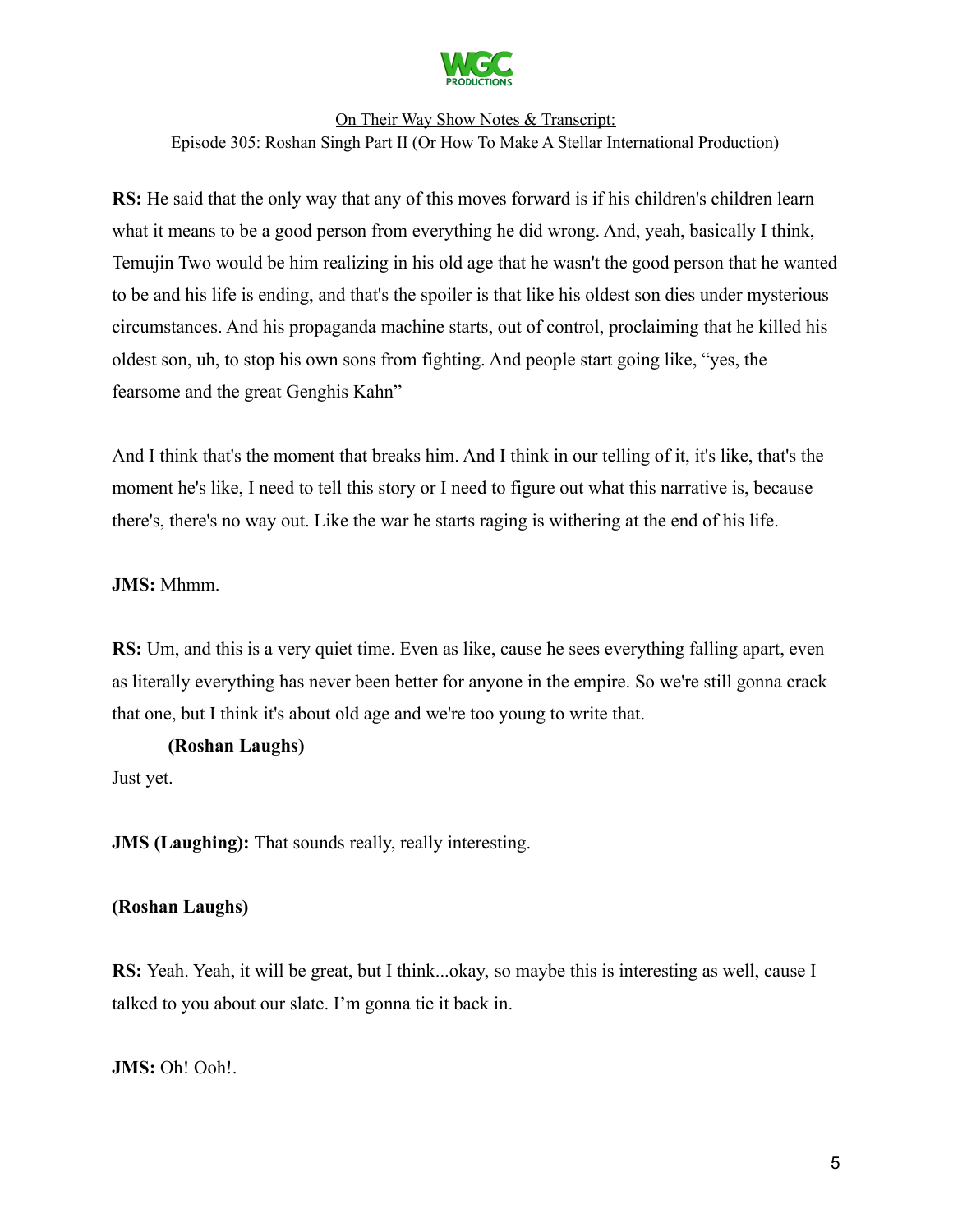**RS:** He said that the only way that any of this moves forward is if his children's children learn what it means to be a good person from everything he did wrong. And, yeah, basically I think, Temujin Two would be him realizing in his old age that he wasn't the good person that he wanted to be and his life is ending, and that's the spoiler is that like his oldest son dies under mysterious circumstances. And his propaganda machine starts, out of control, proclaiming that he killed his oldest son, uh, to stop his own sons from fighting. And people start going like, "yes, the fearsome and the great Genghis Kahn"

And I think that's the moment that breaks him. And I think in our telling of it, it's like, that's the moment he's like, I need to tell this story or I need to figure out what this narrative is, because there's, there's no way out. Like the war he starts raging is withering at the end of his life.

**JMS:** Mhmm.

**RS:** Um, and this is a very quiet time. Even as like, cause he sees everything falling apart, even as literally everything has never been better for anyone in the empire. So we're still gonna crack that one, but I think it's about old age and we're too young to write that.

**(Roshan Laughs)**

Just yet.

**JMS (Laughing):** That sounds really, really interesting.

**(Roshan Laughs)**

**RS:** Yeah. Yeah, it will be great, but I think...okay, so maybe this is interesting as well, cause I talked to you about our slate. I'm gonna tie it back in.

**JMS:** Oh! Ooh!.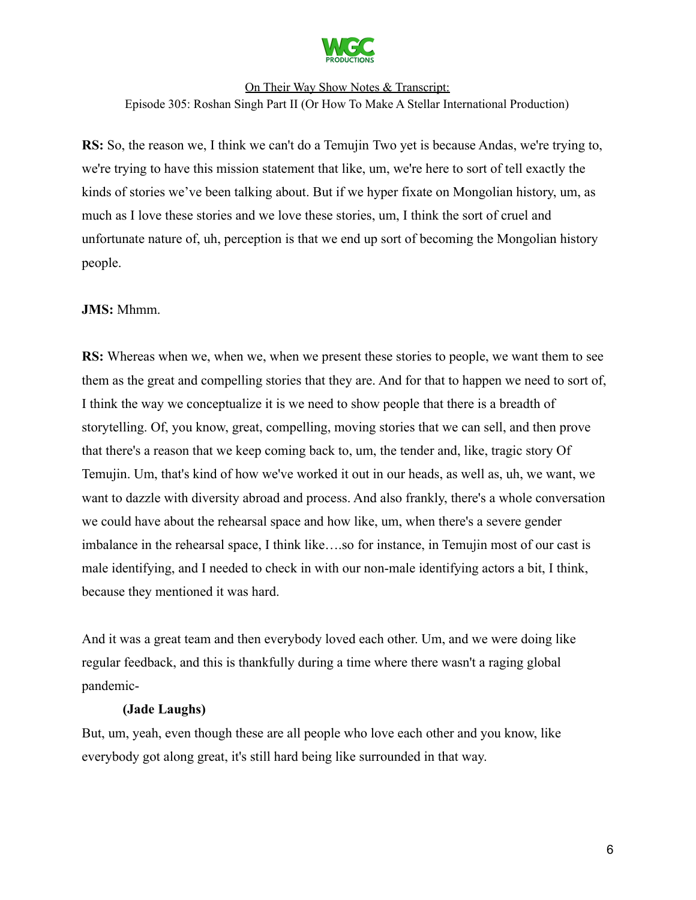**RS:** So, the reason we, I think we can't do a Temujin Two yet is because Andas, we're trying to, we're trying to have this mission statement that like, um, we're here to sort of tell exactly the kinds of stories we've been talking about. But if we hyper fixate on Mongolian history, um, as much as I love these stories and we love these stories, um, I think the sort of cruel and unfortunate nature of, uh, perception is that we end up sort of becoming the Mongolian history people.

**JMS:** Mhmm.

**RS:** Whereas when we, when we, when we present these stories to people, we want them to see them as the great and compelling stories that they are. And for that to happen we need to sort of, I think the way we conceptualize it is we need to show people that there is a breadth of storytelling. Of, you know, great, compelling, moving stories that we can sell, and then prove that there's a reason that we keep coming back to, um, the tender and, like, tragic story Of Temujin. Um, that's kind of how we've worked it out in our heads, as well as, uh, we want, we want to dazzle with diversity abroad and process. And also frankly, there's a whole conversation we could have about the rehearsal space and how like, um, when there's a severe gender imbalance in the rehearsal space, I think like….so for instance, in Temujin most of our cast is male identifying, and I needed to check in with our non-male identifying actors a bit, I think, because they mentioned it was hard.

And it was a great team and then everybody loved each other. Um, and we were doing like regular feedback, and this is thankfully during a time where there wasn't a raging global pandemic-

**(Jade Laughs)**

But, um, yeah, even though these are all people who love each other and you know, like everybody got along great, it's still hard being like surrounded in that way.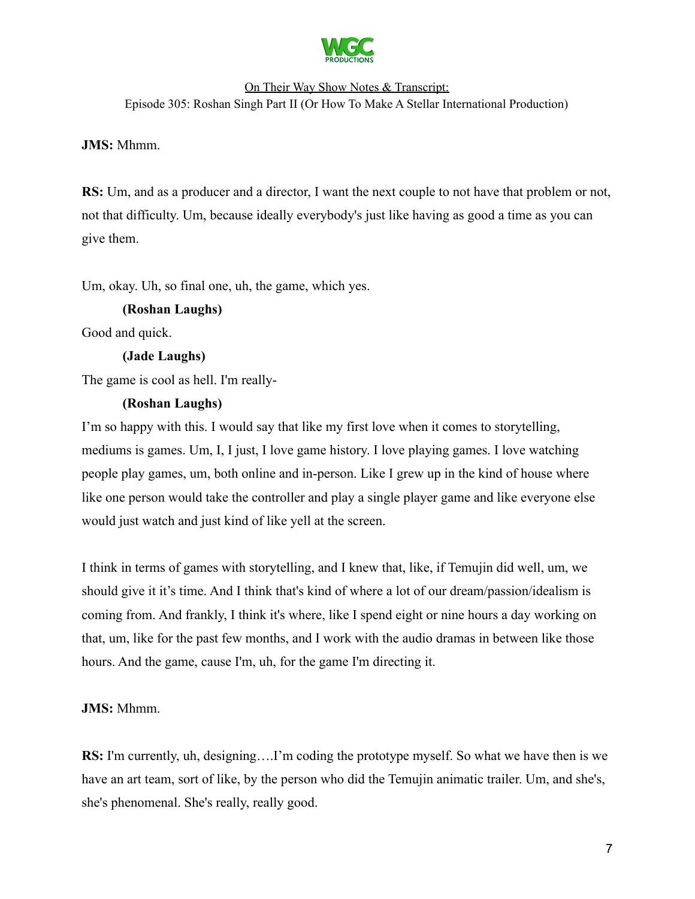**JMS:** Mhmm.

**RS:** Um, and as a producer and a director, I want the next couple to not have that problem or not, not that difficulty. Um, because ideally everybody's just like having as good a time as you can give them.

Um, okay. Uh, so final one, uh, the game, which yes.

**(Roshan Laughs)**

Good and quick.

**(Jade Laughs)**

The game is cool as hell. I'm really-

**(Roshan Laughs)**

I'm so happy with this. I would say that like my first love when it comes to storytelling, mediums is games. Um, I, I just, I love game history. I love playing games. I love watching people play games, um, both online and in-person. Like I grew up in the kind of house where like one person would take the controller and play a single player game and like everyone else would just watch and just kind of like yell at the screen.

I think in terms of games with storytelling, and I knew that, like, if Temujin did well, um, we should give it it's time. And I think that's kind of where a lot of our dream/passion/idealism is coming from. And frankly, I think it's where, like I spend eight or nine hours a day working on that, um, like for the past few months, and I work with the audio dramas in between like those hours. And the game, cause I'm, uh, for the game I'm directing it.

**JMS:** Mhmm.

**RS:** I'm currently, uh, designing….I'm coding the prototype myself. So what we have then is we have an art team, sort of like, by the person who did the Temujin animatic trailer. Um, and she's, she's phenomenal. She's really, really good.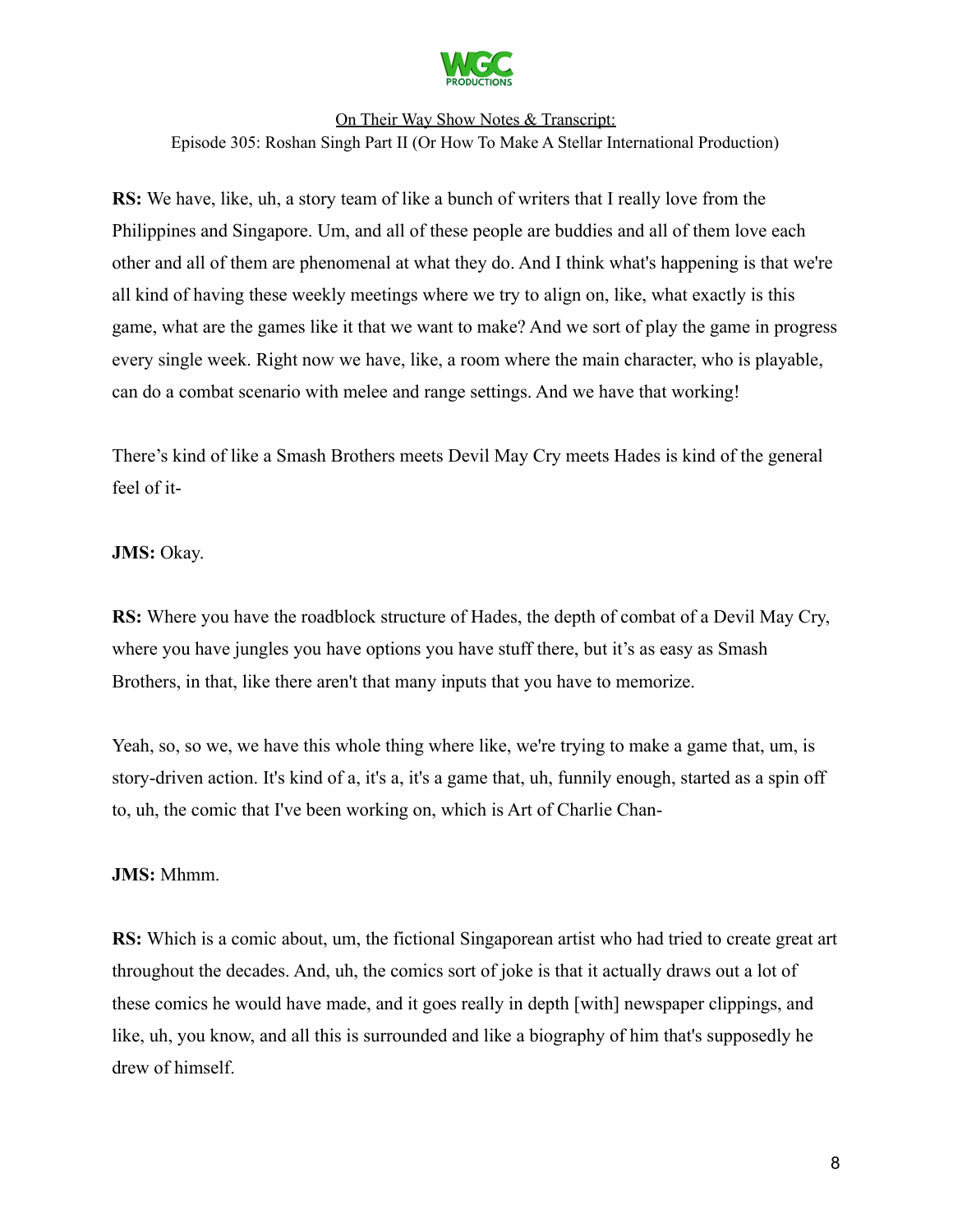**RS:** We have, like, uh, a story team of like a bunch of writers that I really love from the Philippines and Singapore. Um, and all of these people are buddies and all of them love each other and all of them are phenomenal at what they do. And I think what's happening is that we're all kind of having these weekly meetings where we try to align on, like, what exactly is this game, what are the games like it that we want to make? And we sort of play the game in progress every single week. Right now we have, like, a room where the main character, who is playable, can do a combat scenario with melee and range settings. And we have that working!

There's kind of like a Smash Brothers meets Devil May Cry meets Hades is kind of the general feel of it-

**JMS:** Okay.

**RS:** Where you have the roadblock structure of Hades, the depth of combat of a Devil May Cry, where you have jungles you have options you have stuff there, but it's as easy as Smash Brothers, in that, like there aren't that many inputs that you have to memorize.

Yeah, so, so we, we have this whole thing where like, we're trying to make a game that, um, is story-driven action. It's kind of a, it's a, it's a game that, uh, funnily enough, started as a spin off to, uh, the comic that I've been working on, which is Art of Charlie Chan-

**JMS:** Mhmm.

**RS:** Which is a comic about, um, the fictional Singaporean artist who had tried to create great art throughout the decades. And, uh, the comics sort of joke is that it actually draws out a lot of these comics he would have made, and it goes really in depth [with] newspaper clippings, and like, uh, you know, and all this is surrounded and like a biography of him that's supposedly he drew of himself.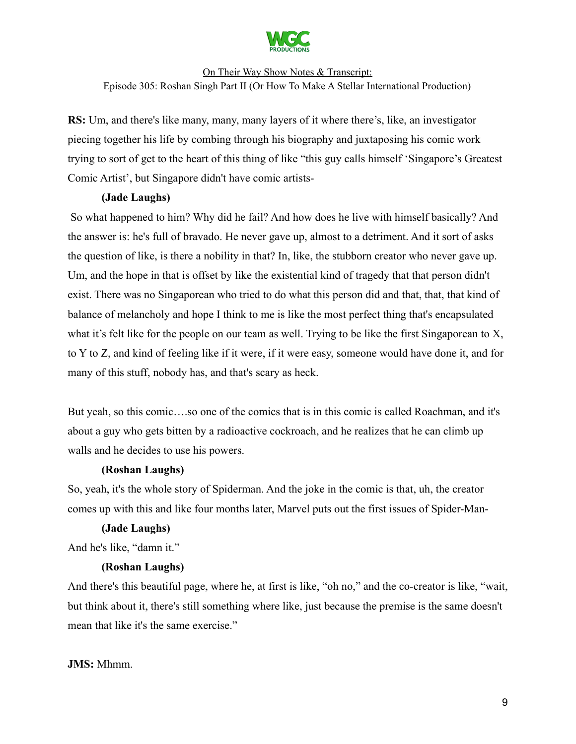**RS:** Um, and there's like many, many, many layers of it where there's, like, an investigator piecing together his life by combing through his biography and juxtaposing his comic work trying to sort of get to the heart of this thing of like "this guy calls himself 'Singapore's Greatest Comic Artist', but Singapore didn't have comic artists-

**(Jade Laughs)**

So what happened to him? Why did he fail? And how does he live with himself basically? And the answer is: he's full of bravado. He never gave up, almost to a detriment. And it sort of asks the question of like, is there a nobility in that? In, like, the stubborn creator who never gave up. Um, and the hope in that is offset by like the existential kind of tragedy that that person didn't exist. There was no Singaporean who tried to do what this person did and that, that, that kind of balance of melancholy and hope I think to me is like the most perfect thing that's encapsulated what it's felt like for the people on our team as well. Trying to be like the first Singaporean to X, to Y to Z, and kind of feeling like if it were, if it were easy, someone would have done it, and for many of this stuff, nobody has, and that's scary as heck.

But yeah, so this comic….so one of the comics that is in this comic is called Roachman, and it's about a guy who gets bitten by a radioactive cockroach, and he realizes that he can climb up walls and he decides to use his powers.

**(Roshan Laughs)**

So, yeah, it's the whole story of Spiderman. And the joke in the comic is that, uh, the creator comes up with this and like four months later, Marvel puts out the first issues of Spider-Man-

**(Jade Laughs)**

And he's like, "damn it."

**(Roshan Laughs)**

And there's this beautiful page, where he, at first is like, "oh no," and the co-creator is like, "wait, but think about it, there's still something where like, just because the premise is the same doesn't mean that like it's the same exercise."

**JMS:** Mhmm.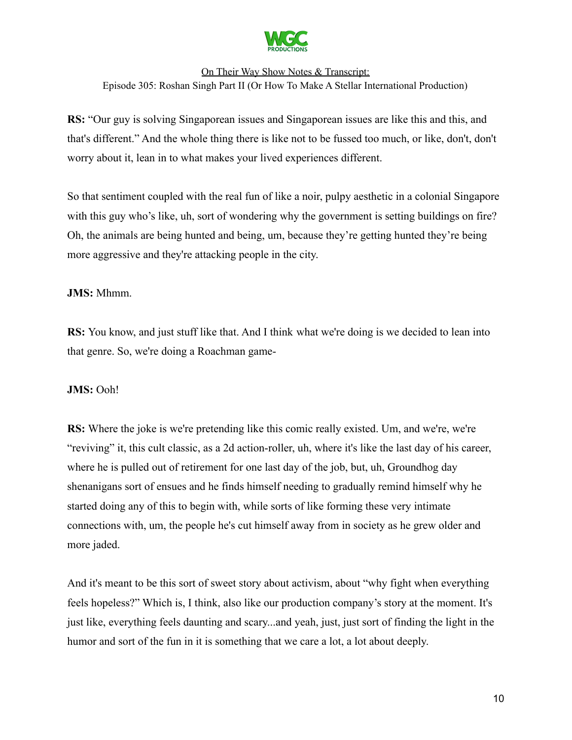**RS:** "Our guy is solving Singaporean issues and Singaporean issues are like this and this, and that's different." And the whole thing there is like not to be fussed too much, or like, don't, don't worry about it, lean in to what makes your lived experiences different.

So that sentiment coupled with the real fun of like a noir, pulpy aesthetic in a colonial Singapore with this guy who's like, uh, sort of wondering why the government is setting buildings on fire? Oh, the animals are being hunted and being, um, because they're getting hunted they're being more aggressive and they're attacking people in the city.

**JMS:** Mhmm.

**RS:** You know, and just stuff like that. And I think what we're doing is we decided to lean into that genre. So, we're doing a Roachman game-

**JMS:** Ooh!

**RS:** Where the joke is we're pretending like this comic really existed. Um, and we're, we're "reviving" it, this cult classic, as a 2d action-roller, uh, where it's like the last day of his career, where he is pulled out of retirement for one last day of the job, but, uh, Groundhog day shenanigans sort of ensues and he finds himself needing to gradually remind himself why he started doing any of this to begin with, while sorts of like forming these very intimate connections with, um, the people he's cut himself away from in society as he grew older and more jaded.

And it's meant to be this sort of sweet story about activism, about "why fight when everything feels hopeless?" Which is, I think, also like our production company's story at the moment. It's just like, everything feels daunting and scary...and yeah, just, just sort of finding the light in the humor and sort of the fun in it is something that we care a lot, a lot about deeply.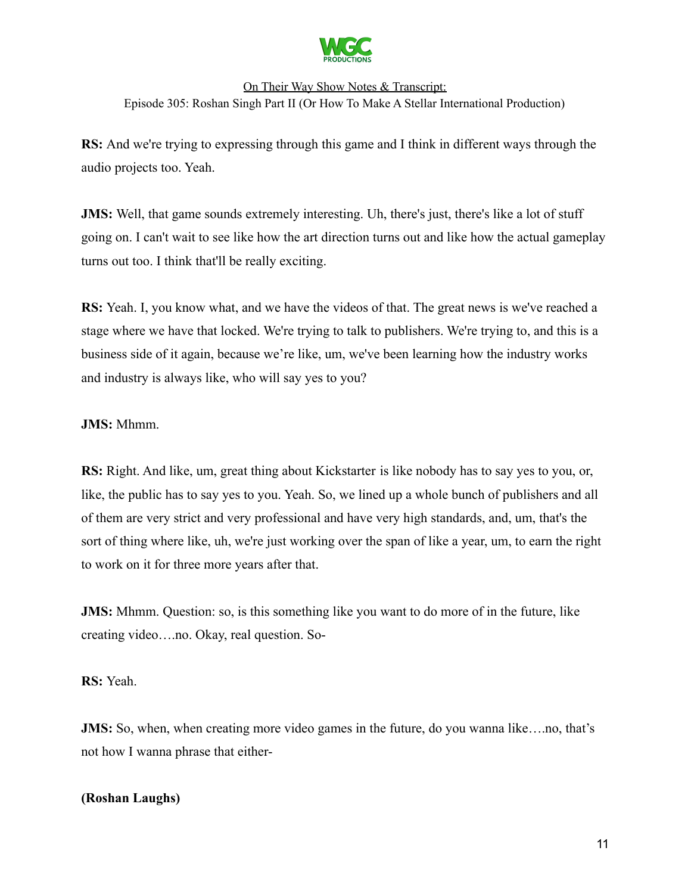**RS:** And we're trying to expressing through this game and I think in different ways through the audio projects too. Yeah.

**JMS:** Well, that game sounds extremely interesting. Uh, there's just, there's like a lot of stuff going on. I can't wait to see like how the art direction turns out and like how the actual gameplay turns out too. I think that'll be really exciting.

**RS:** Yeah. I, you know what, and we have the videos of that. The great news is we've reached a stage where we have that locked. We're trying to talk to publishers. We're trying to, and this is a business side of it again, because we're like, um, we've been learning how the industry works and industry is always like, who will say yes to you?

**JMS:** Mhmm.

**RS:** Right. And like, um, great thing about Kickstarter is like nobody has to say yes to you, or, like, the public has to say yes to you. Yeah. So, we lined up a whole bunch of publishers and all of them are very strict and very professional and have very high standards, and, um, that's the sort of thing where like, uh, we're just working over the span of like a year, um, to earn the right to work on it for three more years after that.

**JMS:** Mhmm. Question: so, is this something like you want to do more of in the future, like creating video….no. Okay, real question. So-

**RS:** Yeah.

**JMS:** So, when, when creating more video games in the future, do you wanna like….no, that's not how I wanna phrase that either-

**(Roshan Laughs)**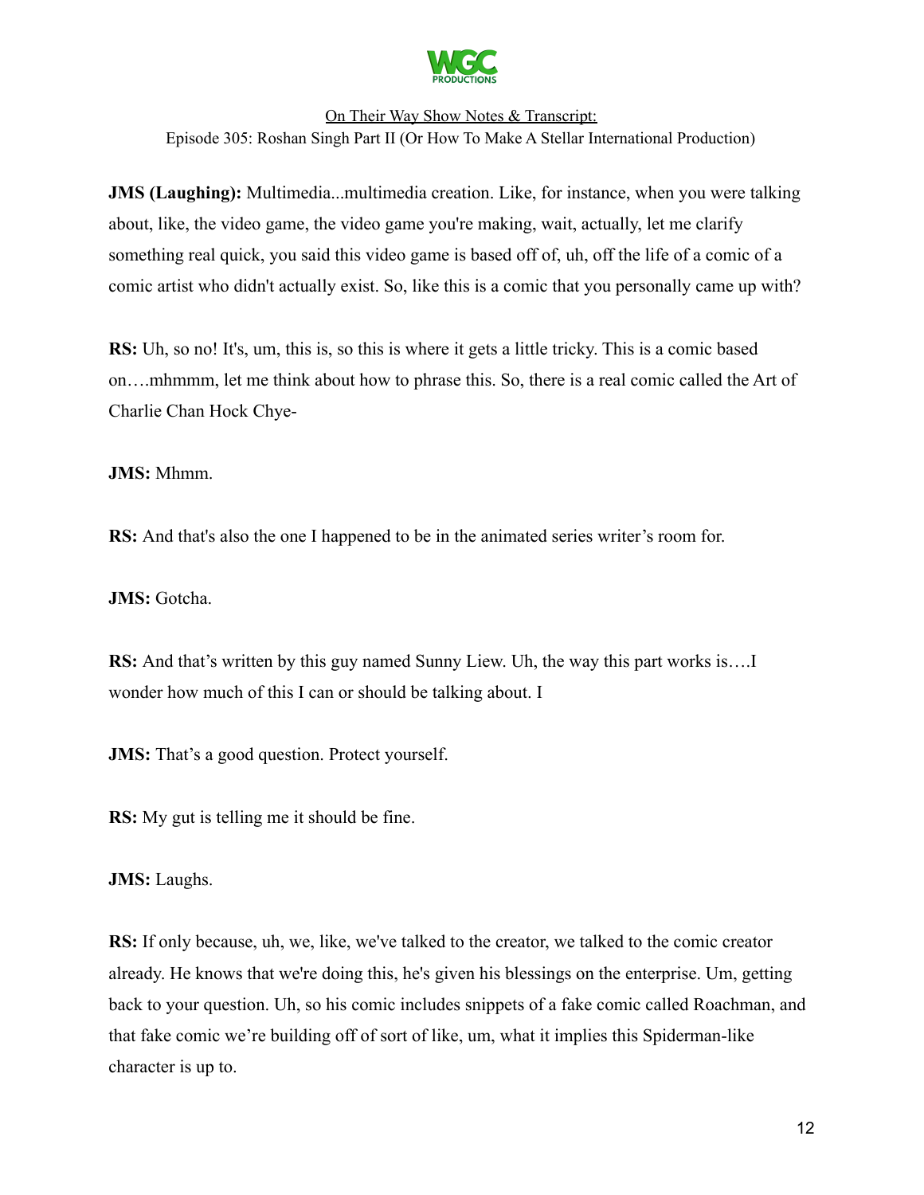**JMS (Laughing):** Multimedia...multimedia creation. Like, for instance, when you were talking about, like, the video game, the video game you're making, wait, actually, let me clarify something real quick, you said this video game is based off of, uh, off the life of a comic of a comic artist who didn't actually exist. So, like this is a comic that you personally came up with?

**RS:** Uh, so no! It's, um, this is, so this is where it gets a little tricky. This is a comic based on….mhmmm, let me think about how to phrase this. So, there is a real comic called the Art of Charlie Chan Hock Chye-

**JMS:** Mhmm.

**RS:** And that's also the one I happened to be in the animated series writer's room for.

**JMS:** Gotcha.

**RS:** And that's written by this guy named Sunny Liew. Uh, the way this part works is….I wonder how much of this I can or should be talking about. I

**JMS:** That's a good question. Protect yourself.

**RS:** My gut is telling me it should be fine.

**JMS:** Laughs.

**RS:** If only because, uh, we, like, we've talked to the creator, we talked to the comic creator already. He knows that we're doing this, he's given his blessings on the enterprise. Um, getting back to your question. Uh, so his comic includes snippets of a fake comic called Roachman, and that fake comic we're building off of sort of like, um, what it implies this Spiderman-like character is up to.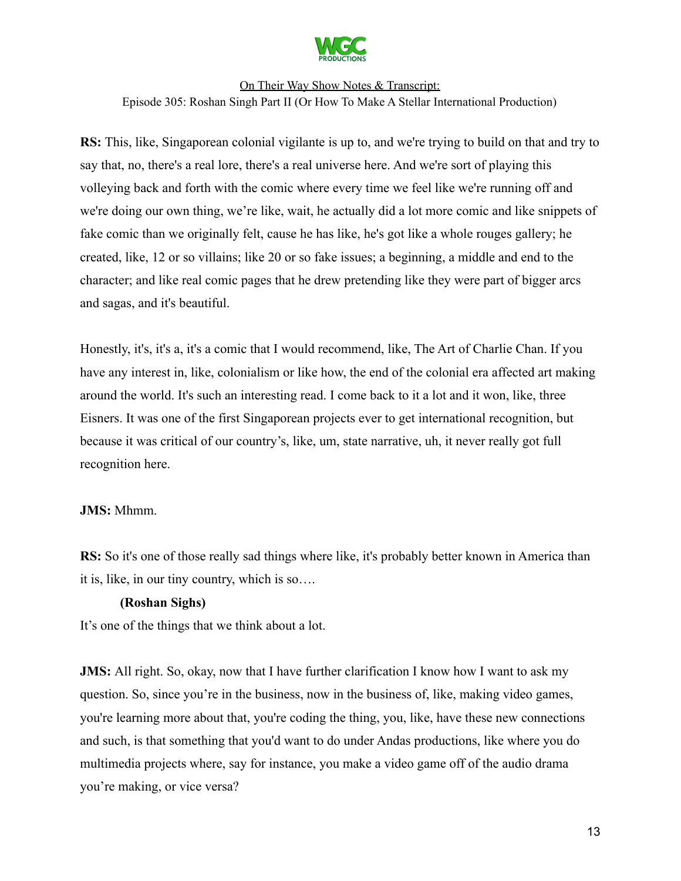**RS:** This, like, Singaporean colonial vigilante is up to, and we're trying to build on that and try to say that, no, there's a real lore, there's a real universe here. And we're sort of playing this volleying back and forth with the comic where every time we feel like we're running off and we're doing our own thing, we're like, wait, he actually did a lot more comic and like snippets of fake comic than we originally felt, cause he has like, he's got like a whole rouges gallery; he created, like, 12 or so villains; like 20 or so fake issues; a beginning, a middle and end to the character; and like real comic pages that he drew pretending like they were part of bigger arcs and sagas, and it's beautiful.

Honestly, it's, it's a, it's a comic that I would recommend, like, The Art of Charlie Chan. If you have any interest in, like, colonialism or like how, the end of the colonial era affected art making around the world. It's such an interesting read. I come back to it a lot and it won, like, three Eisners. It was one of the first Singaporean projects ever to get international recognition, but because it was critical of our country's, like, um, state narrative, uh, it never really got full recognition here.

**JMS:** Mhmm.

**RS:** So it's one of those really sad things where like, it's probably better known in America than it is, like, in our tiny country, which is so….

**(Roshan Sighs)**

It's one of the things that we think about a lot.

**JMS:** All right. So, okay, now that I have further clarification I know how I want to ask my question. So, since you're in the business, now in the business of, like, making video games, you're learning more about that, you're coding the thing, you, like, have these new connections and such, is that something that you'd want to do under Andas productions, like where you do multimedia projects where, say for instance, you make a video game off of the audio drama you're making, or vice versa?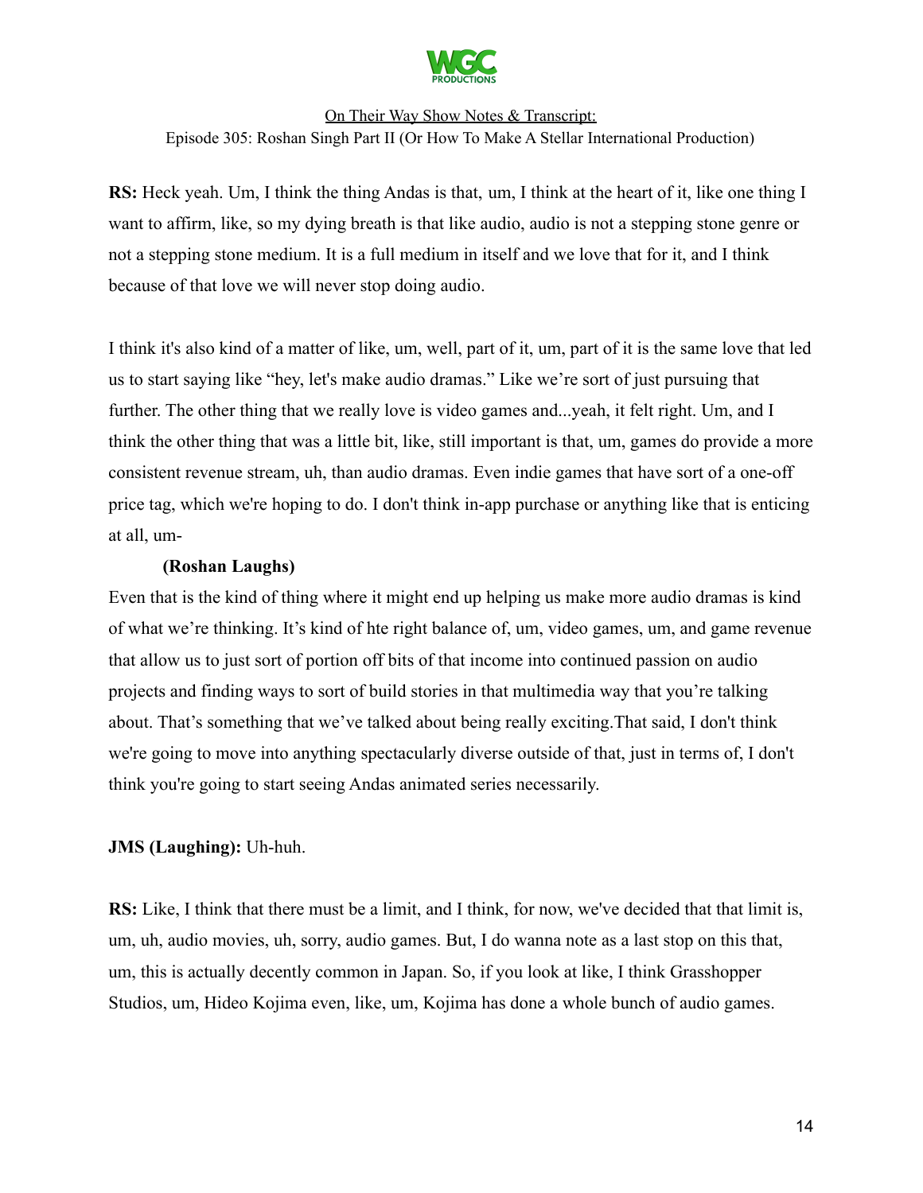**RS:** Heck yeah. Um, I think the thing Andas is that, um, I think at the heart of it, like one thing I want to affirm, like, so my dying breath is that like audio, audio is not a stepping stone genre or not a stepping stone medium. It is a full medium in itself and we love that for it, and I think because of that love we will never stop doing audio.

I think it's also kind of a matter of like, um, well, part of it, um, part of it is the same love that led us to start saying like "hey, let's make audio dramas." Like we're sort of just pursuing that further. The other thing that we really love is video games and...yeah, it felt right. Um, and I think the other thing that was a little bit, like, still important is that, um, games do provide a more consistent revenue stream, uh, than audio dramas. Even indie games that have sort of a one-off price tag, which we're hoping to do. I don't think in-app purchase or anything like that is enticing at all, um-

**(Roshan Laughs)**

Even that is the kind of thing where it might end up helping us make more audio dramas is kind of what we're thinking. It's kind of hte right balance of, um, video games, um, and game revenue that allow us to just sort of portion off bits of that income into continued passion on audio projects and finding ways to sort of build stories in that multimedia way that you're talking about. That's something that we've talked about being really exciting.That said, I don't think we're going to move into anything spectacularly diverse outside of that, just in terms of, I don't think you're going to start seeing Andas animated series necessarily.

**JMS (Laughing):** Uh-huh.

**RS:** Like, I think that there must be a limit, and I think, for now, we've decided that that limit is, um, uh, audio movies, uh, sorry, audio games. But, I do wanna note as a last stop on this that, um, this is actually decently common in Japan. So, if you look at like, I think Grasshopper Studios, um, Hideo Kojima even, like, um, Kojima has done a whole bunch of audio games.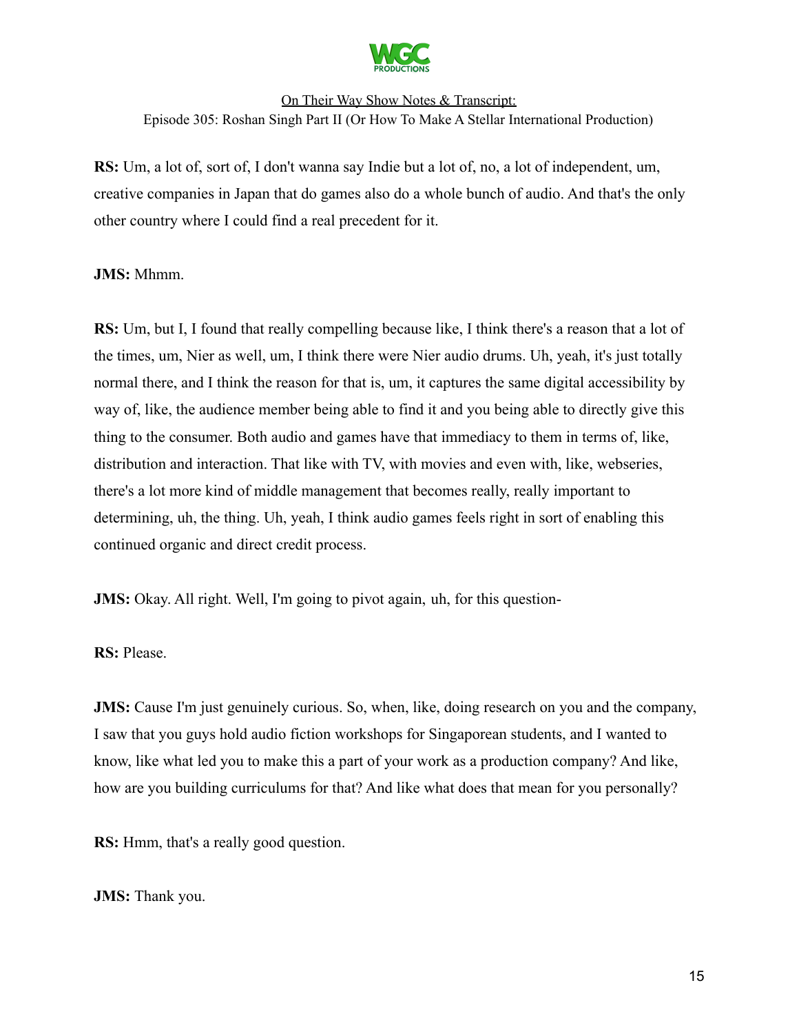**RS:** Um, a lot of, sort of, I don't wanna say Indie but a lot of, no, a lot of independent, um, creative companies in Japan that do games also do a whole bunch of audio. And that's the only other country where I could find a real precedent for it.

**JMS:** Mhmm.

**RS:** Um, but I, I found that really compelling because like, I think there's a reason that a lot of the times, um, Nier as well, um, I think there were Nier audio drums. Uh, yeah, it's just totally normal there, and I think the reason for that is, um, it captures the same digital accessibility by way of, like, the audience member being able to find it and you being able to directly give this thing to the consumer. Both audio and games have that immediacy to them in terms of, like, distribution and interaction. That like with TV, with movies and even with, like, webseries, there's a lot more kind of middle management that becomes really, really important to determining, uh, the thing. Uh, yeah, I think audio games feels right in sort of enabling this continued organic and direct credit process.

**JMS:** Okay. All right. Well, I'm going to pivot again, uh, for this question-

**RS:** Please.

**JMS:** Cause I'm just genuinely curious. So, when, like, doing research on you and the company, I saw that you guys hold audio fiction workshops for Singaporean students, and I wanted to know, like what led you to make this a part of your work as a production company? And like, how are you building curriculums for that? And like what does that mean for you personally?

**RS:** Hmm, that's a really good question.

**JMS:** Thank you.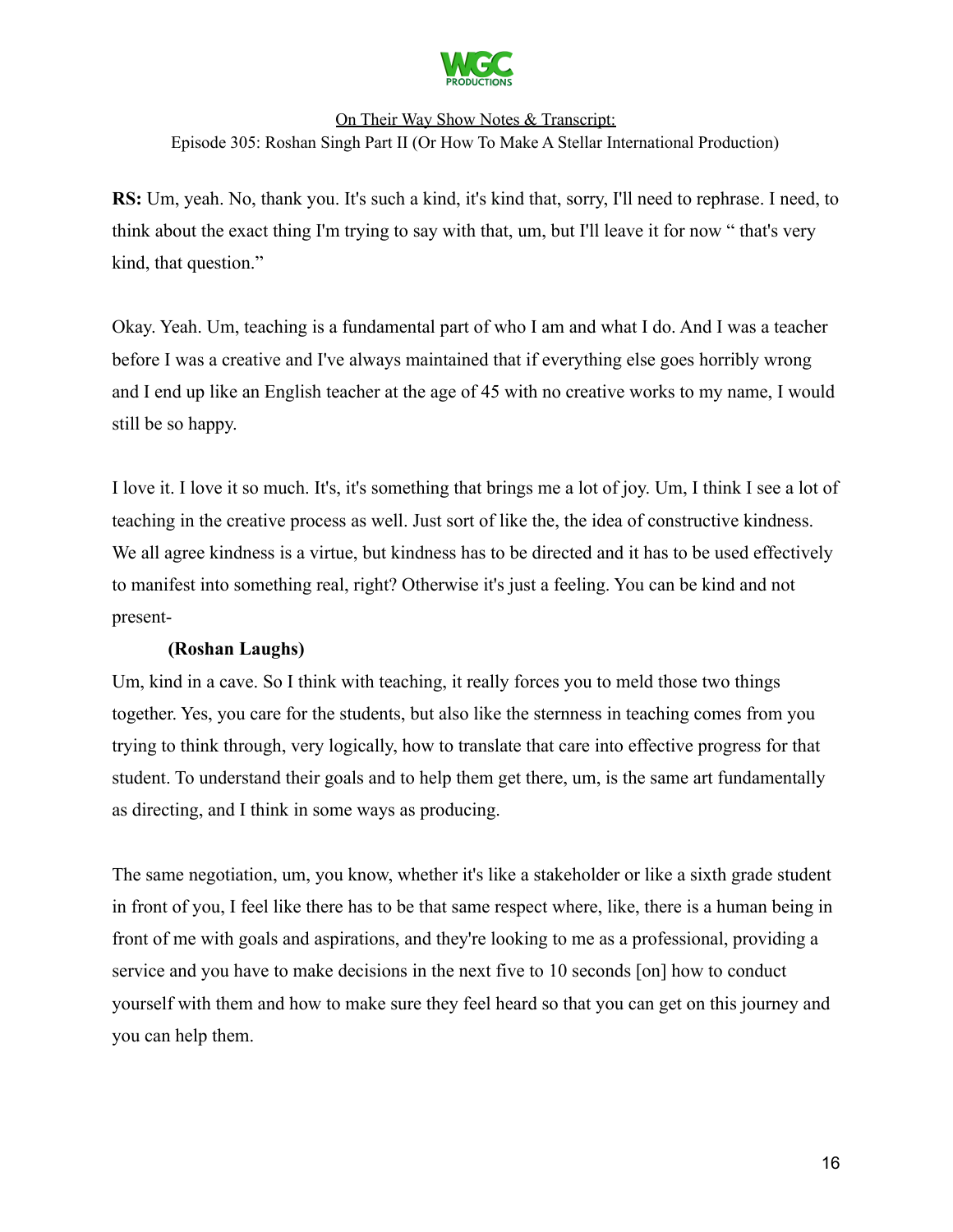**RS:** Um, yeah. No, thank you. It's such a kind, it's kind that, sorry, I'll need to rephrase. I need, to think about the exact thing I'm trying to say with that, um, but I'll leave it for now " that's very kind, that question."

Okay. Yeah. Um, teaching is a fundamental part of who I am and what I do. And I was a teacher before I was a creative and I've always maintained that if everything else goes horribly wrong and I end up like an English teacher at the age of 45 with no creative works to my name, I would still be so happy.

I love it. I love it so much. It's, it's something that brings me a lot of joy. Um, I think I see a lot of teaching in the creative process as well. Just sort of like the, the idea of constructive kindness. We all agree kindness is a virtue, but kindness has to be directed and it has to be used effectively to manifest into something real, right? Otherwise it's just a feeling. You can be kind and not present-

**(Roshan Laughs)**

Um, kind in a cave. So I think with teaching, it really forces you to meld those two things together. Yes, you care for the students, but also like the sternness in teaching comes from you trying to think through, very logically, how to translate that care into effective progress for that student. To understand their goals and to help them get there, um, is the same art fundamentally as directing, and I think in some ways as producing.

The same negotiation, um, you know, whether it's like a stakeholder or like a sixth grade student in front of you, I feel like there has to be that same respect where, like, there is a human being in front of me with goals and aspirations, and they're looking to me as a professional, providing a service and you have to make decisions in the next five to 10 seconds [on] how to conduct yourself with them and how to make sure they feel heard so that you can get on this journey and you can help them.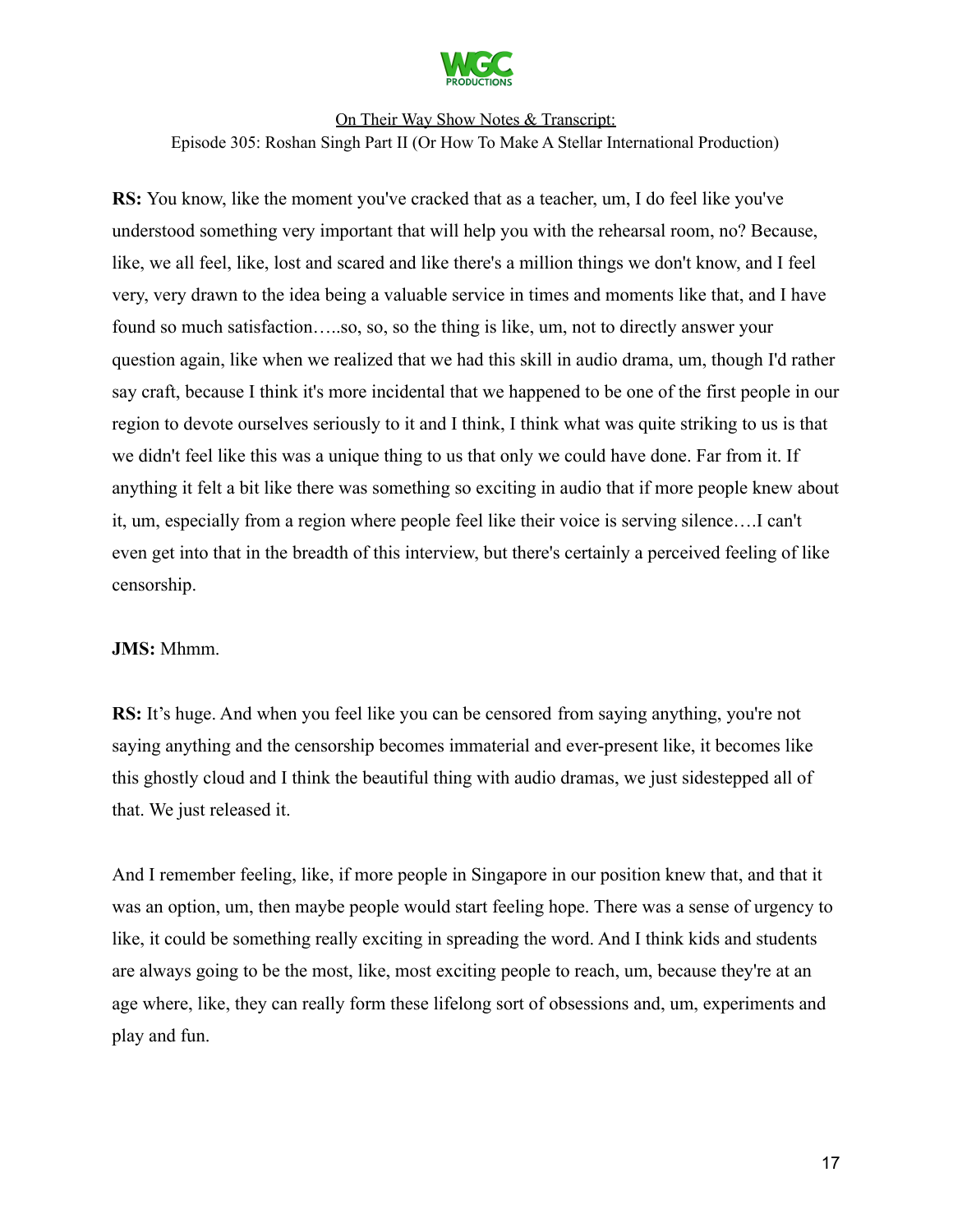**RS:** You know, like the moment you've cracked that as a teacher, um, I do feel like you've understood something very important that will help you with the rehearsal room, no? Because, like, we all feel, like, lost and scared and like there's a million things we don't know, and I feel very, very drawn to the idea being a valuable service in times and moments like that, and I have found so much satisfaction…..so, so, so the thing is like, um, not to directly answer your question again, like when we realized that we had this skill in audio drama, um, though I'd rather say craft, because I think it's more incidental that we happened to be one of the first people in our region to devote ourselves seriously to it and I think, I think what was quite striking to us is that we didn't feel like this was a unique thing to us that only we could have done. Far from it. If anything it felt a bit like there was something so exciting in audio that if more people knew about it, um, especially from a region where people feel like their voice is serving silence….I can't even get into that in the breadth of this interview, but there's certainly a perceived feeling of like censorship.

**JMS:** Mhmm.

**RS:** It's huge. And when you feel like you can be censored from saying anything, you're not saying anything and the censorship becomes immaterial and ever-present like, it becomes like this ghostly cloud and I think the beautiful thing with audio dramas, we just sidestepped all of that. We just released it.

And I remember feeling, like, if more people in Singapore in our position knew that, and that it was an option, um, then maybe people would start feeling hope. There was a sense of urgency to like, it could be something really exciting in spreading the word. And I think kids and students are always going to be the most, like, most exciting people to reach, um, because they're at an age where, like, they can really form these lifelong sort of obsessions and, um, experiments and play and fun.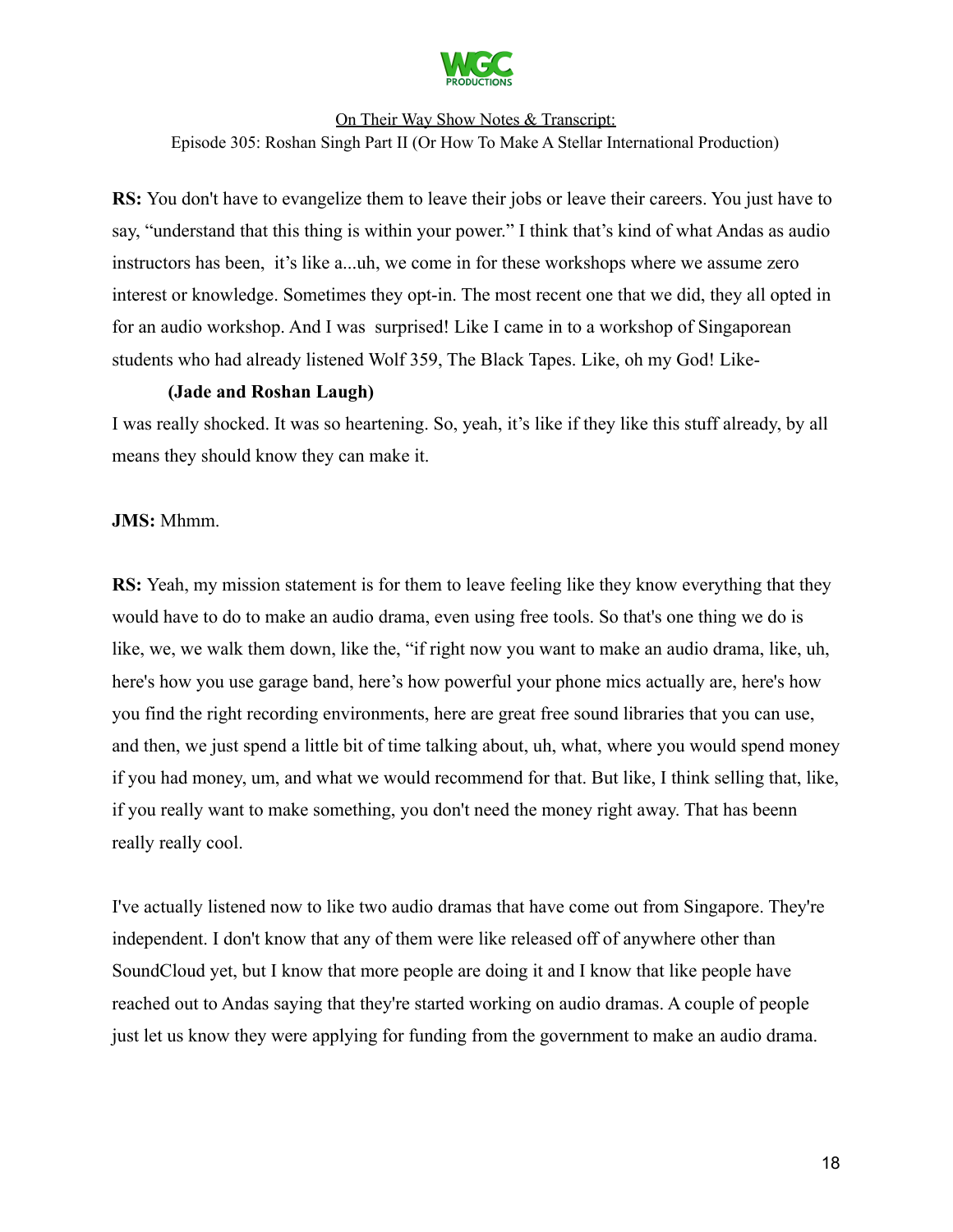**RS:** You don't have to evangelize them to leave their jobs or leave their careers. You just have to say, "understand that this thing is within your power." I think that's kind of what Andas as audio instructors has been, it's like a...uh, we come in for these workshops where we assume zero interest or knowledge. Sometimes they opt-in. The most recent one that we did, they all opted in for an audio workshop. And I was surprised! Like I came in to a workshop of Singaporean students who had already listened Wolf 359, The Black Tapes. Like, oh my God! Like-

**(Jade and Roshan Laugh)**

I was really shocked. It was so heartening. So, yeah, it's like if they like this stuff already, by all means they should know they can make it.

**JMS:** Mhmm.

**RS:** Yeah, my mission statement is for them to leave feeling like they know everything that they would have to do to make an audio drama, even using free tools. So that's one thing we do is like, we, we walk them down, like the, "if right now you want to make an audio drama, like, uh, here's how you use garage band, here's how powerful your phone mics actually are, here's how you find the right recording environments, here are great free sound libraries that you can use, and then, we just spend a little bit of time talking about, uh, what, where you would spend money if you had money, um, and what we would recommend for that. But like, I think selling that, like, if you really want to make something, you don't need the money right away. That has beenn really really cool.

I've actually listened now to like two audio dramas that have come out from Singapore. They're independent. I don't know that any of them were like released off of anywhere other than SoundCloud yet, but I know that more people are doing it and I know that like people have reached out to Andas saying that they're started working on audio dramas. A couple of people just let us know they were applying for funding from the government to make an audio drama.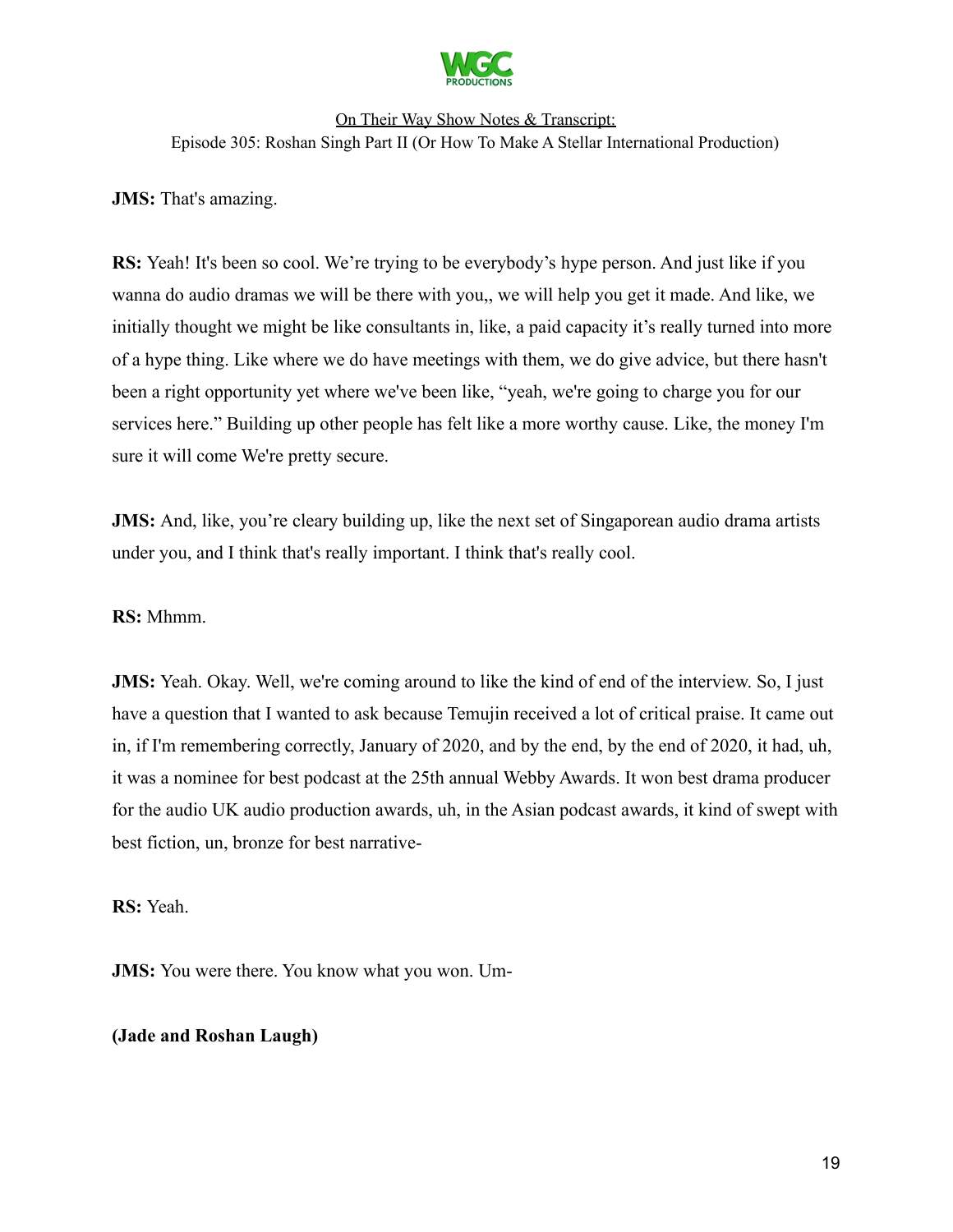**JMS:** That's amazing.

**RS:** Yeah! It's been so cool. We're trying to be everybody's hype person. And just like if you wanna do audio dramas we will be there with you,, we will help you get it made. And like, we initially thought we might be like consultants in, like, a paid capacity it's really turned into more of a hype thing. Like where we do have meetings with them, we do give advice, but there hasn't been a right opportunity yet where we've been like, "yeah, we're going to charge you for our services here." Building up other people has felt like a more worthy cause. Like, the money I'm sure it will come We're pretty secure.

**JMS:** And, like, you're cleary building up, like the next set of Singaporean audio drama artists under you, and I think that's really important. I think that's really cool.

**RS:** Mhmm.

**JMS:** Yeah. Okay. Well, we're coming around to like the kind of end of the interview. So, I just have a question that I wanted to ask because Temujin received a lot of critical praise. It came out in, if I'm remembering correctly, January of 2020, and by the end, by the end of 2020, it had, uh, it was a nominee for best podcast at the 25th annual Webby Awards. It won best drama producer for the audio UK audio production awards, uh, in the Asian podcast awards, it kind of swept with best fiction, un, bronze for best narrative-

**RS:** Yeah.

**JMS:** You were there. You know what you won. Um-

**(Jade and Roshan Laugh)**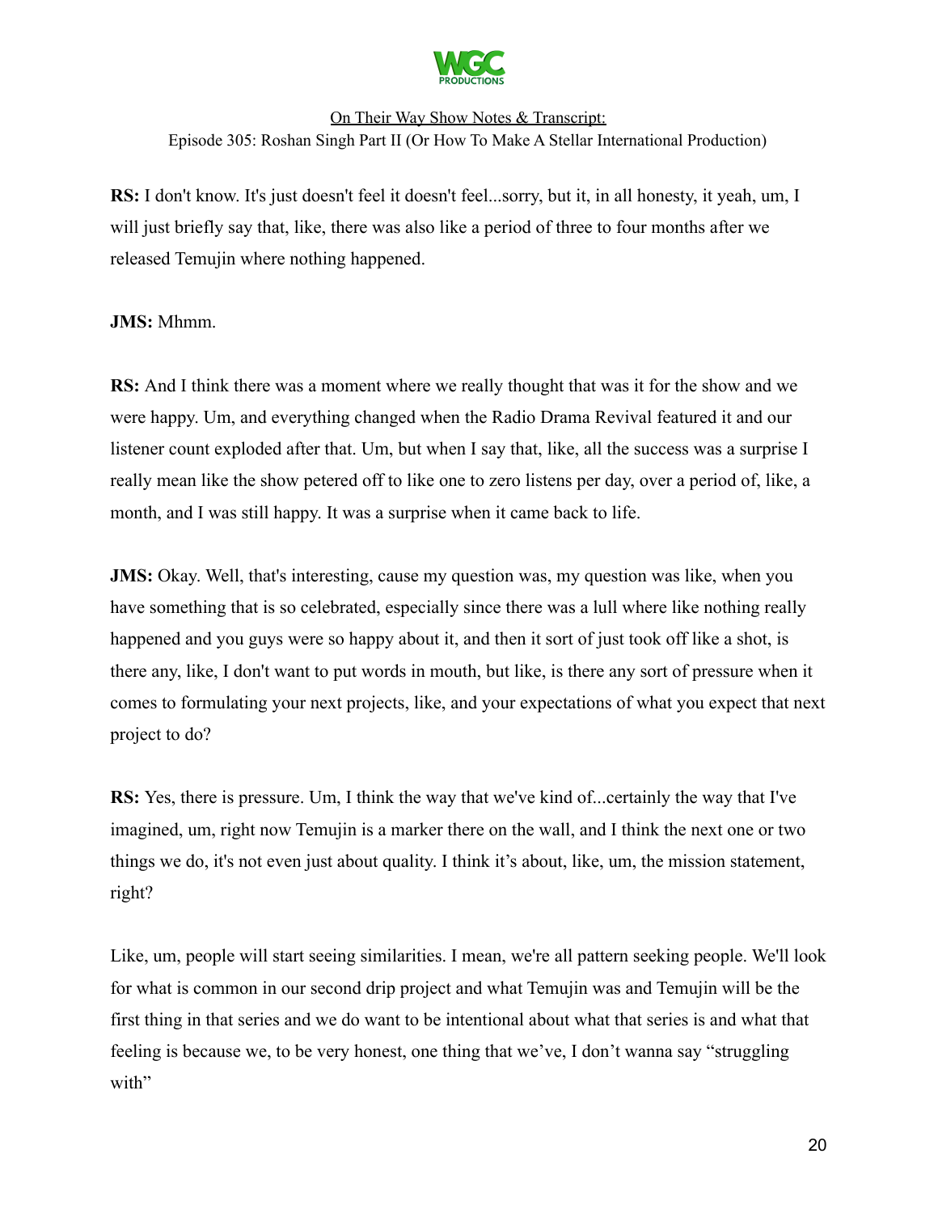**RS:** I don't know. It's just doesn't feel it doesn't feel...sorry, but it, in all honesty, it yeah, um, I will just briefly say that, like, there was also like a period of three to four months after we released Temujin where nothing happened.

**JMS:** Mhmm.

**RS:** And I think there was a moment where we really thought that was it for the show and we were happy. Um, and everything changed when the Radio Drama Revival featured it and our listener count exploded after that. Um, but when I say that, like, all the success was a surprise I really mean like the show petered off to like one to zero listens per day, over a period of, like, a month, and I was still happy. It was a surprise when it came back to life.

**JMS:** Okay. Well, that's interesting, cause my question was, my question was like, when you have something that is so celebrated, especially since there was a lull where like nothing really happened and you guys were so happy about it, and then it sort of just took off like a shot, is there any, like, I don't want to put words in mouth, but like, is there any sort of pressure when it comes to formulating your next projects, like, and your expectations of what you expect that next project to do?

**RS:** Yes, there is pressure. Um, I think the way that we've kind of...certainly the way that I've imagined, um, right now Temujin is a marker there on the wall, and I think the next one or two things we do, it's not even just about quality. I think it's about, like, um, the mission statement, right?

Like, um, people will start seeing similarities. I mean, we're all pattern seeking people. We'll look for what is common in our second drip project and what Temujin was and Temujin will be the first thing in that series and we do want to be intentional about what that series is and what that feeling is because we, to be very honest, one thing that we've, I don't wanna say "struggling with"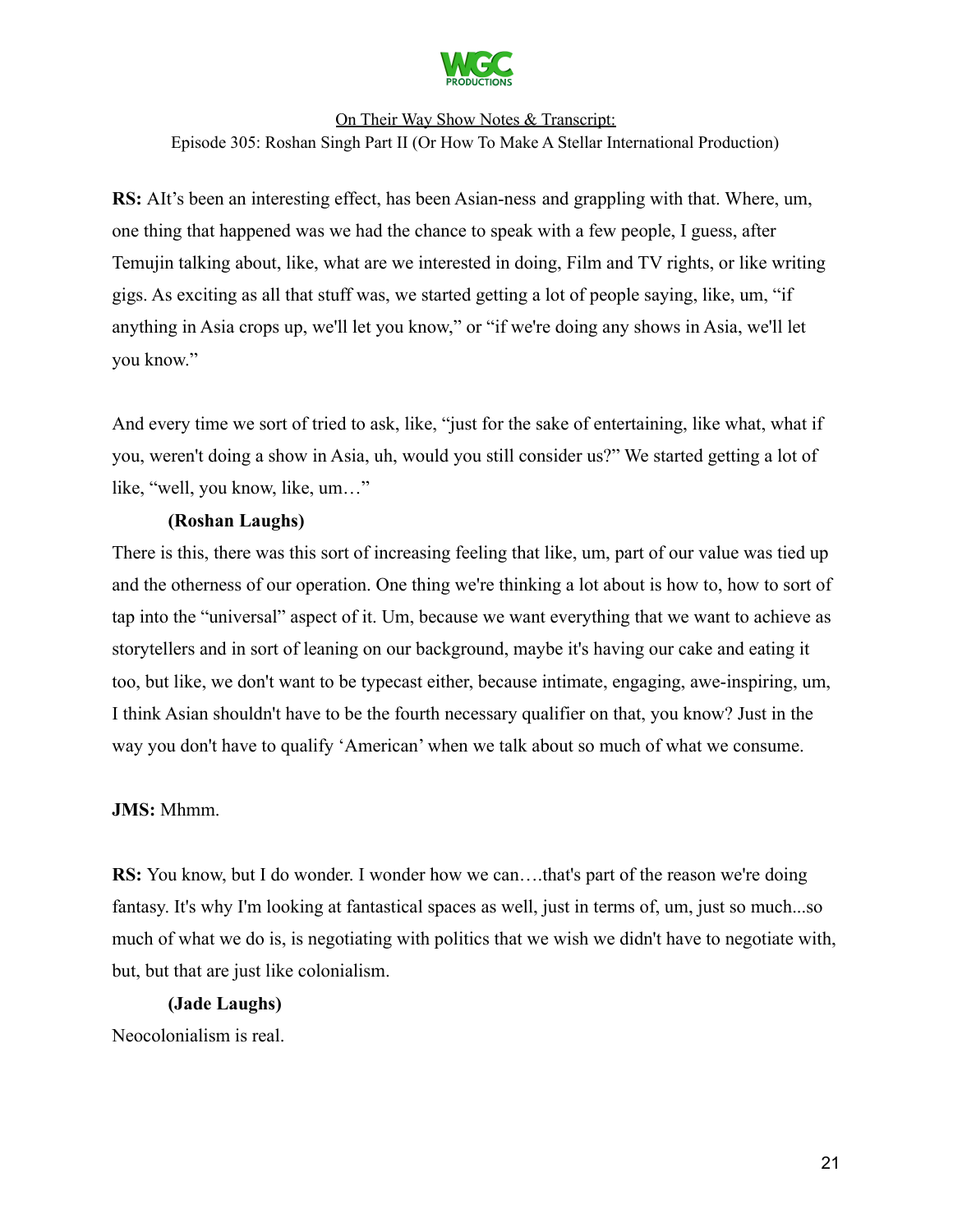**RS:** AIt's been an interesting effect, has been Asian-ness and grappling with that. Where, um, one thing that happened was we had the chance to speak with a few people, I guess, after Temujin talking about, like, what are we interested in doing, Film and TV rights, or like writing gigs. As exciting as all that stuff was, we started getting a lot of people saying, like, um, "if anything in Asia crops up, we'll let you know," or "if we're doing any shows in Asia, we'll let you know."

And every time we sort of tried to ask, like, "just for the sake of entertaining, like what, what if you, weren't doing a show in Asia, uh, would you still consider us?" We started getting a lot of like, "well, you know, like, um…"

**(Roshan Laughs)**

There is this, there was this sort of increasing feeling that like, um, part of our value was tied up and the otherness of our operation. One thing we're thinking a lot about is how to, how to sort of tap into the "universal" aspect of it. Um, because we want everything that we want to achieve as storytellers and in sort of leaning on our background, maybe it's having our cake and eating it too, but like, we don't want to be typecast either, because intimate, engaging, awe-inspiring, um, I think Asian shouldn't have to be the fourth necessary qualifier on that, you know? Just in the way you don't have to qualify 'American' when we talk about so much of what we consume.

**JMS:** Mhmm.

**RS:** You know, but I do wonder. I wonder how we can….that's part of the reason we're doing fantasy. It's why I'm looking at fantastical spaces as well, just in terms of, um, just so much...so much of what we do is, is negotiating with politics that we wish we didn't have to negotiate with, but, but that are just like colonialism.

**(Jade Laughs)**

Neocolonialism is real.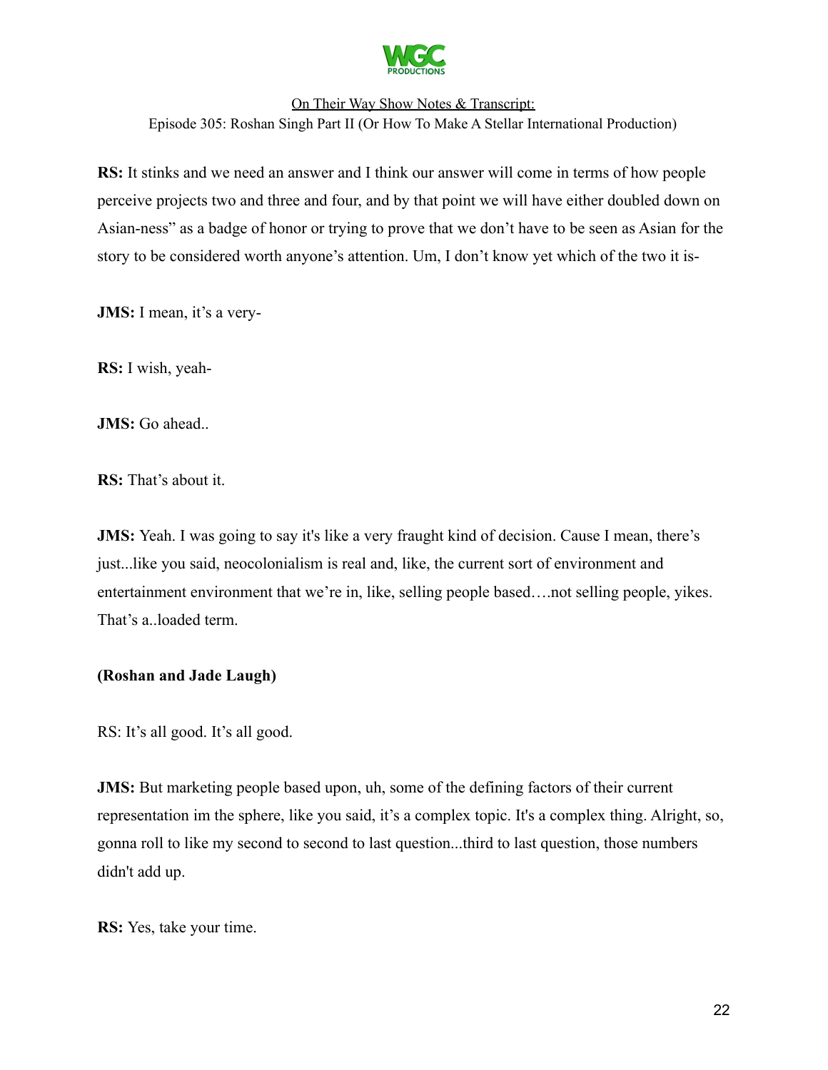**RS:** It stinks and we need an answer and I think our answer will come in terms of how people perceive projects two and three and four, and by that point we will have either doubled down on Asian-ness" as a badge of honor or trying to prove that we don't have to be seen as Asian for the story to be considered worth anyone's attention. Um, I don't know yet which of the two it is-

**JMS:** I mean, it's a very-

**RS:** I wish, yeah-

**JMS:** Go ahead..

**RS:** That's about it.

**JMS:** Yeah. I was going to say it's like a very fraught kind of decision. Cause I mean, there's just...like you said, neocolonialism is real and, like, the current sort of environment and entertainment environment that we're in, like, selling people based….not selling people, yikes. That's a..loaded term.

**(Roshan and Jade Laugh)**

RS: It's all good. It's all good.

**JMS:** But marketing people based upon, uh, some of the defining factors of their current representation im the sphere, like you said, it's a complex topic. It's a complex thing. Alright, so, gonna roll to like my second to second to last question...third to last question, those numbers didn't add up.

**RS:** Yes, take your time.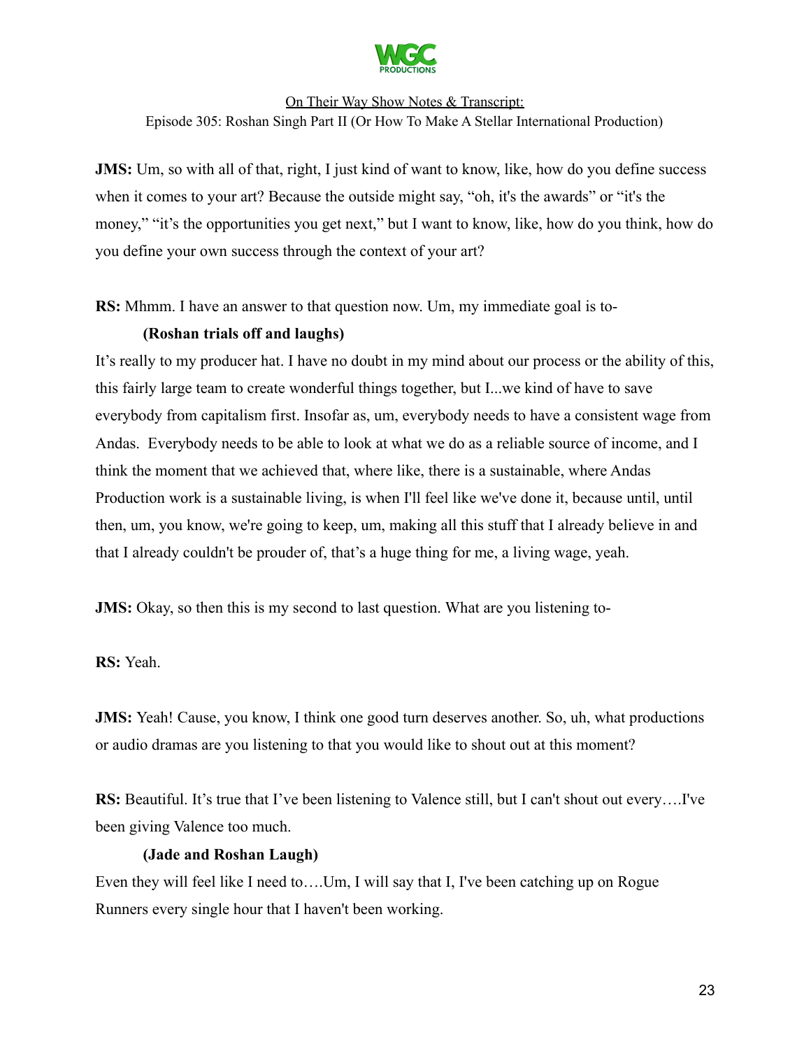**JMS:** Um, so with all of that, right, I just kind of want to know, like, how do you define success when it comes to your art? Because the outside might say, "oh, it's the awards" or "it's the money," "it's the opportunities you get next," but I want to know, like, how do you think, how do you define your own success through the context of your art?

**RS:** Mhmm. I have an answer to that question now. Um, my immediate goal is to-

**(Roshan trials off and laughs)**

It's really to my producer hat. I have no doubt in my mind about our process or the ability of this, this fairly large team to create wonderful things together, but I...we kind of have to save everybody from capitalism first. Insofar as, um, everybody needs to have a consistent wage from Andas. Everybody needs to be able to look at what we do as a reliable source of income, and I think the moment that we achieved that, where like, there is a sustainable, where Andas Production work is a sustainable living, is when I'll feel like we've done it, because until, until then, um, you know, we're going to keep, um, making all this stuff that I already believe in and that I already couldn't be prouder of, that's a huge thing for me, a living wage, yeah.

**JMS:** Okay, so then this is my second to last question. What are you listening to-

**RS:** Yeah.

**JMS:** Yeah! Cause, you know, I think one good turn deserves another. So, uh, what productions or audio dramas are you listening to that you would like to shout out at this moment?

**RS:** Beautiful. It's true that I've been listening to Valence still, but I can't shout out every….I've been giving Valence too much.

**(Jade and Roshan Laugh)**

Even they will feel like I need to….Um, I will say that I, I've been catching up on Rogue Runners every single hour that I haven't been working.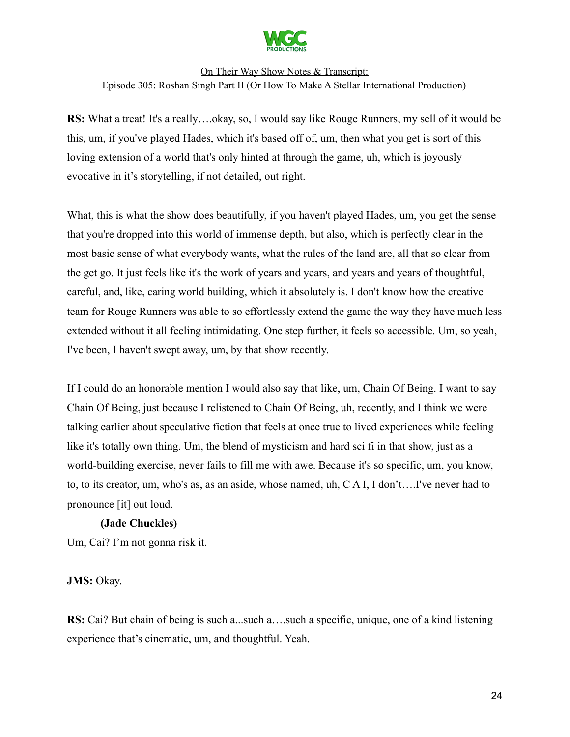**RS:** What a treat! It's a really….okay, so, I would say like Rouge Runners, my sell of it would be this, um, if you've played Hades, which it's based off of, um, then what you get is sort of this loving extension of a world that's only hinted at through the game, uh, which is joyously evocative in it's storytelling, if not detailed, out right.

What, this is what the show does beautifully, if you haven't played Hades, um, you get the sense that you're dropped into this world of immense depth, but also, which is perfectly clear in the most basic sense of what everybody wants, what the rules of the land are, all that so clear from the get go. It just feels like it's the work of years and years, and years and years of thoughtful, careful, and, like, caring world building, which it absolutely is. I don't know how the creative team for Rouge Runners was able to so effortlessly extend the game the way they have much less extended without it all feeling intimidating. One step further, it feels so accessible. Um, so yeah, I've been, I haven't swept away, um, by that show recently.

If I could do an honorable mention I would also say that like, um, Chain Of Being. I want to say Chain Of Being, just because I relistened to Chain Of Being, uh, recently, and I think we were talking earlier about speculative fiction that feels at once true to lived experiences while feeling like it's totally own thing. Um, the blend of mysticism and hard sci fi in that show, just as a world-building exercise, never fails to fill me with awe. Because it's so specific, um, you know, to, to its creator, um, who's as, as an aside, whose named, uh, C A I, I don't….I've never had to pronounce [it] out loud.

**(Jade Chuckles)**

Um, Cai? I'm not gonna risk it.

**JMS:** Okay.

**RS:** Cai? But chain of being is such a...such a….such a specific, unique, one of a kind listening experience that's cinematic, um, and thoughtful. Yeah.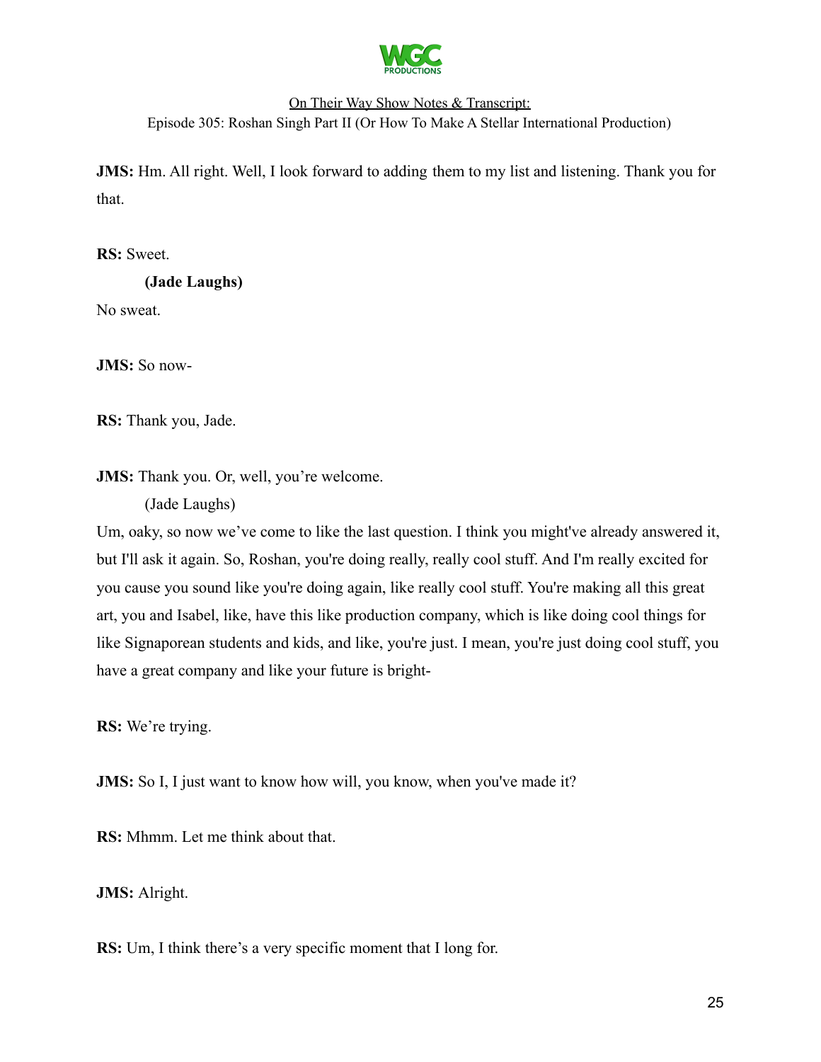**JMS:** Hm. All right. Well, I look forward to adding them to my list and listening. Thank you for that.

**RS:** Sweet.

**(Jade Laughs)**

No sweat.

**JMS:** So now-

**RS:** Thank you, Jade.

**JMS:** Thank you. Or, well, you're welcome.

(Jade Laughs)

Um, oaky, so now we've come to like the last question. I think you might've already answered it, but I'll ask it again. So, Roshan, you're doing really, really cool stuff. And I'm really excited for you cause you sound like you're doing again, like really cool stuff. You're making all this great art, you and Isabel, like, have this like production company, which is like doing cool things for like Signaporean students and kids, and like, you're just. I mean, you're just doing cool stuff, you have a great company and like your future is bright-

**RS:** We're trying.

**JMS:** So I, I just want to know how will, you know, when you've made it?

**RS:** Mhmm. Let me think about that.

**JMS:** Alright.

**RS:** Um, I think there's a very specific moment that I long for.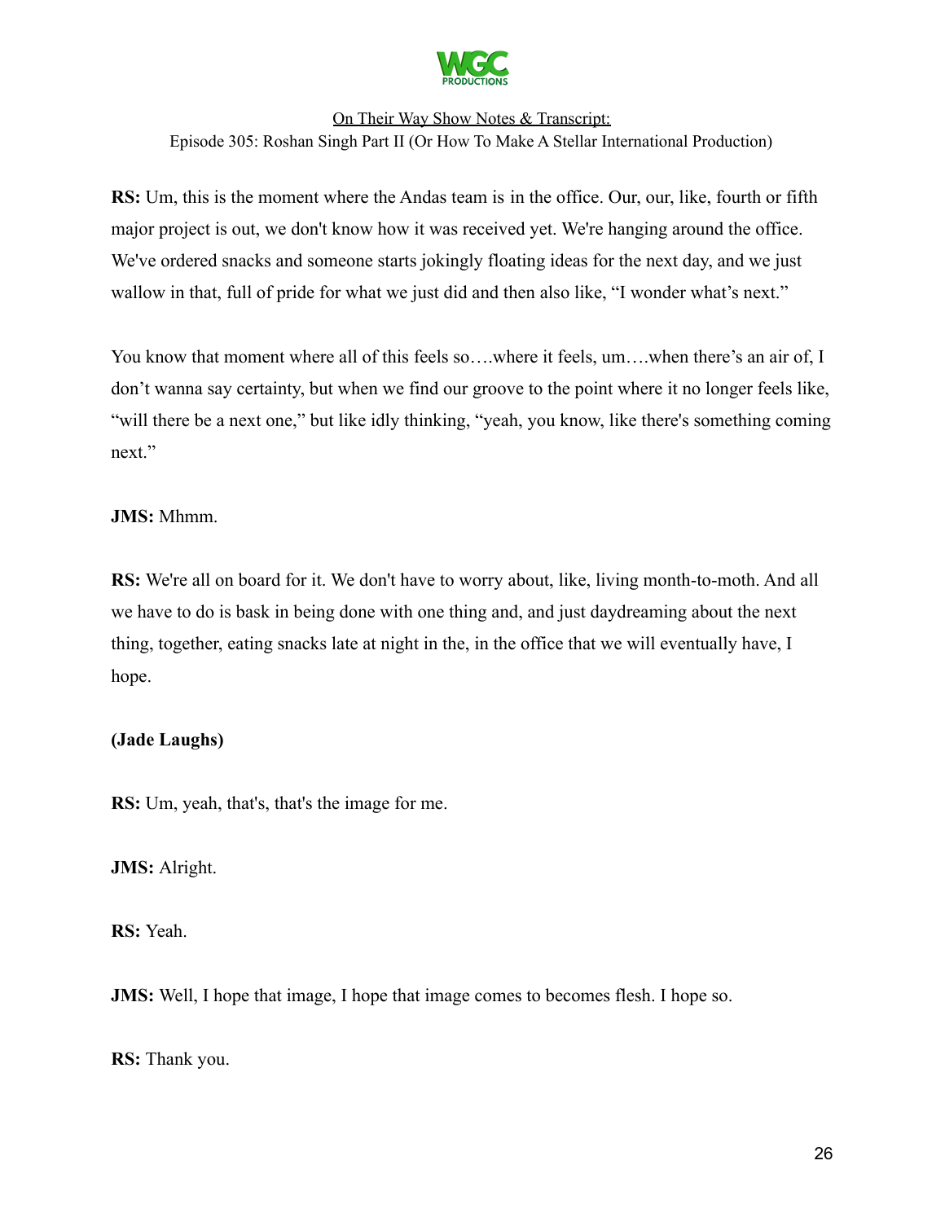**RS:** Um, this is the moment where the Andas team is in the office. Our, our, like, fourth or fifth major project is out, we don't know how it was received yet. We're hanging around the office. We've ordered snacks and someone starts jokingly floating ideas for the next day, and we just wallow in that, full of pride for what we just did and then also like, "I wonder what's next."

You know that moment where all of this feels so….where it feels, um….when there's an air of, I don't wanna say certainty, but when we find our groove to the point where it no longer feels like, "will there be a next one," but like idly thinking, "yeah, you know, like there's something coming next."

**JMS:** Mhmm.

**RS:** We're all on board for it. We don't have to worry about, like, living month-to-moth. And all we have to do is bask in being done with one thing and, and just daydreaming about the next thing, together, eating snacks late at night in the, in the office that we will eventually have, I hope.

**(Jade Laughs)**

**RS:** Um, yeah, that's, that's the image for me.

**JMS:** Alright.

**RS:** Yeah.

**JMS:** Well, I hope that image, I hope that image comes to becomes flesh. I hope so.

**RS:** Thank you.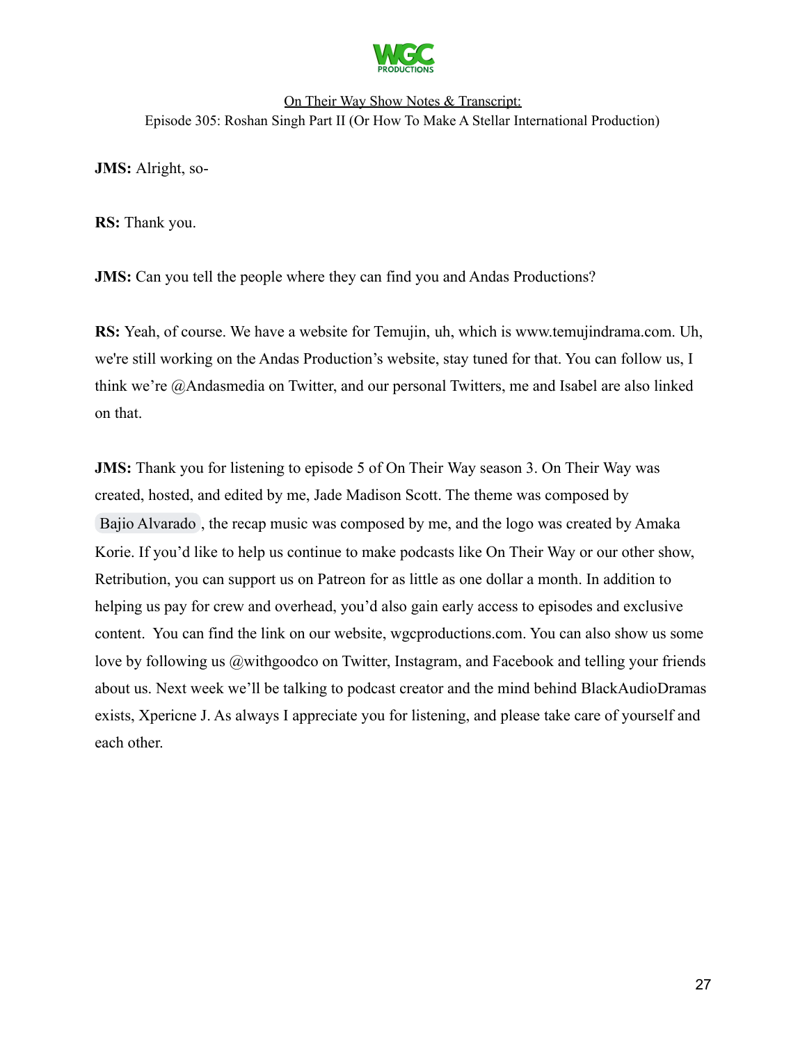**JMS:** Alright, so-

**RS:** Thank you.

**JMS:** Can you tell the people where they can find you and Andas Productions?

**RS:** Yeah, of course. We have a website for Temujin, uh, which is www.temujindrama.com. Uh, we're still working on the Andas Production's website, stay tuned for that. You can follow us, I think we're @Andasmedia on Twitter, and our personal Twitters, me and Isabel are also linked on that.

**JMS:** Thank you for listening to episode 5 of On Their Way season 3. On Their Way was created, hosted, and edited by me, Jade Madison Scott. The theme was composed by Bajio Alvarado, the recap music was composed by me, and the logo was created by Amaka Korie. If you'd like to help us continue to make podcasts like On Their Way or our other show, Retribution, you can support us on Patreon for as little as one dollar a month. In addition to helping us pay for crew and overhead, you'd also gain early access to episodes and exclusive content. You can find the link on our website, wgcproductions.com. You can also show us some love by following us @withgoodco on Twitter, Instagram, and Facebook and telling your friends about us. Next week we'll be talking to podcast creator and the mind behind BlackAudioDramas exists, Xpericne J. As always I appreciate you for listening, and please take care of yourself and each other.